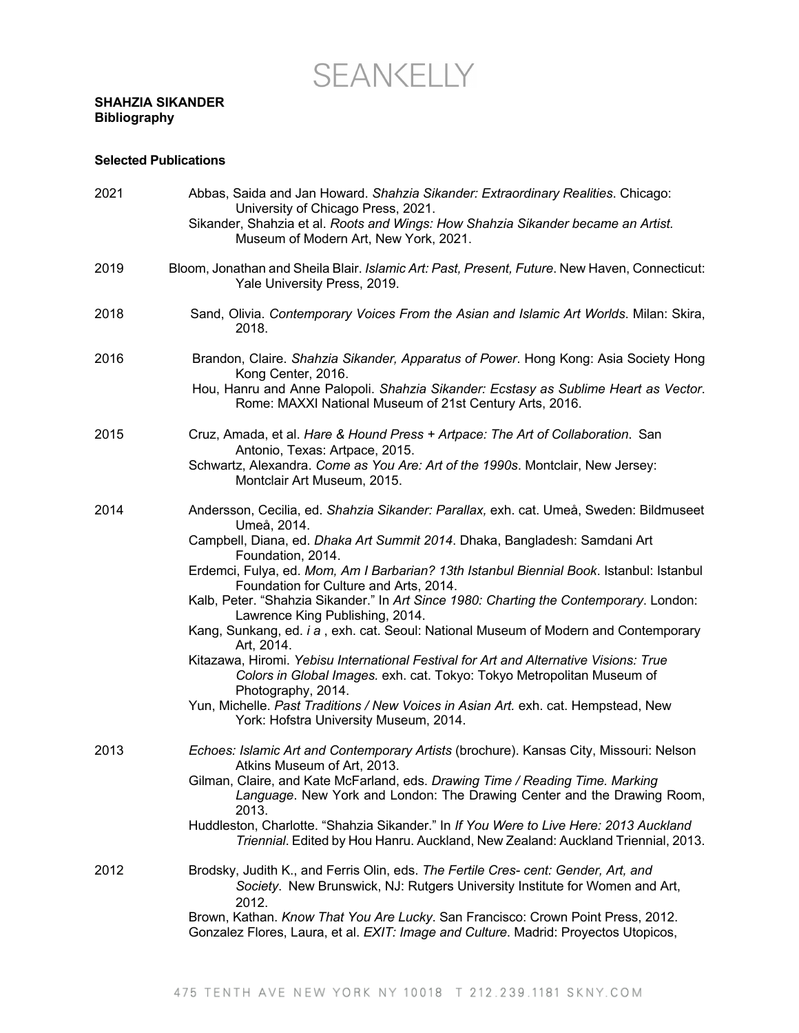# SEANKELLY

**SHAHZIA SIKANDER**
**Bibliography**

**Selected Publications**

2021

Abbas, Saida and Jan Howard. *Shahzia Sikander: Extraordinary Realities*. Chicago: University of Chicago Press, 2021.

Sikander, Shahzia et al. *Roots and Wings: How Shahzia Sikander became an Artist.* Museum of Modern Art, New York, 2021.

2019

Bloom, Jonathan and Sheila Blair. *Islamic Art: Past, Present, Future*. New Haven, Connecticut: Yale University Press, 2019.

2018

Sand, Olivia. *Contemporary Voices From the Asian and Islamic Art Worlds*. Milan: Skira, 2018.

2016

Brandon, Claire. *Shahzia Sikander, Apparatus of Power*. Hong Kong: Asia Society Hong Kong Center, 2016.

Hou, Hanru and Anne Palopoli. *Shahzia Sikander: Ecstasy as Sublime Heart as Vector*. Rome: MAXXI National Museum of 21st Century Arts, 2016.

2015

Cruz, Amada, et al. *Hare & Hound Press + Artpace: The Art of Collaboration*. San Antonio, Texas: Artpace, 2015.

Schwartz, Alexandra. *Come as You Are: Art of the 1990s*. Montclair, New Jersey: Montclair Art Museum, 2015.

2014

Andersson, Cecilia, ed. *Shahzia Sikander: Parallax,* exh. cat. Umeå, Sweden: Bildmuseet Umeå, 2014.

Campbell, Diana, ed. *Dhaka Art Summit 2014*. Dhaka, Bangladesh: Samdani Art Foundation, 2014.

Erdemci, Fulya, ed. *Mom, Am I Barbarian? 13th Istanbul Biennial Book*. Istanbul: Istanbul Foundation for Culture and Arts, 2014.

Kalb, Peter. "Shahzia Sikander." In *Art Since 1980: Charting the Contemporary*. London: Lawrence King Publishing, 2014.

Kang, Sunkang, ed. *i a* , exh. cat. Seoul: National Museum of Modern and Contemporary Art, 2014.

Kitazawa, Hiromi. *Yebisu International Festival for Art and Alternative Visions: True Colors in Global Images.* exh. cat. Tokyo: Tokyo Metropolitan Museum of Photography, 2014.

Yun, Michelle. *Past Traditions / New Voices in Asian Art.* exh. cat. Hempstead, New York: Hofstra University Museum, 2014.

2013

*Echoes: Islamic Art and Contemporary Artists* (brochure). Kansas City, Missouri: Nelson Atkins Museum of Art, 2013.

Gilman, Claire, and Kate McFarland, eds. *Drawing Time / Reading Time. Marking Language*. New York and London: The Drawing Center and the Drawing Room, 2013.

Huddleston, Charlotte. "Shahzia Sikander." In *If You Were to Live Here: 2013 Auckland Triennial*. Edited by Hou Hanru. Auckland, New Zealand: Auckland Triennial, 2013.

2012

Brodsky, Judith K., and Ferris Olin, eds. *The Fertile Cres- cent: Gender, Art, and Society*. New Brunswick, NJ: Rutgers University Institute for Women and Art, 2012.

Brown, Kathan. *Know That You Are Lucky*. San Francisco: Crown Point Press, 2012.

Gonzalez Flores, Laura, et al. *EXIT: Image and Culture*. Madrid: Proyectos Utopicos,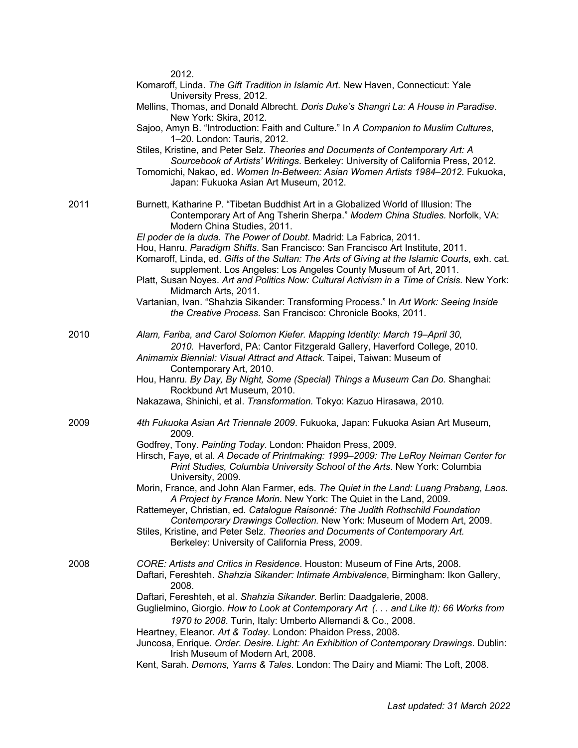2012.

Komaroff, Linda. *The Gift Tradition in Islamic Art*. New Haven, Connecticut: Yale University Press, 2012.

Mellins, Thomas, and Donald Albrecht. *Doris Duke's Shangri La: A House in Paradise*. New York: Skira, 2012.

Sajoo, Amyn B. "Introduction: Faith and Culture." In *A Companion to Muslim Cultures*, 1–20. London: Tauris, 2012.

Stiles, Kristine, and Peter Selz. *Theories and Documents of Contemporary Art: A Sourcebook of Artists' Writings*. Berkeley: University of California Press, 2012.

Tomomichi, Nakao, ed. *Women In-Between: Asian Women Artists 1984–2012*. Fukuoka, Japan: Fukuoka Asian Art Museum, 2012.

**2011**

Burnett, Katharine P. "Tibetan Buddhist Art in a Globalized World of Illusion: The Contemporary Art of Ang Tsherin Sherpa." *Modern China Studies.* Norfolk, VA: Modern China Studies, 2011.

*El poder de la duda. The Power of Doubt*. Madrid: La Fabrica, 2011.

Hou, Hanru. *Paradigm Shifts*. San Francisco: San Francisco Art Institute, 2011.

Komaroff, Linda, ed. *Gifts of the Sultan: The Arts of Giving at the Islamic Courts*, exh. cat. supplement. Los Angeles: Los Angeles County Museum of Art, 2011.

Platt, Susan Noyes. *Art and Politics Now: Cultural Activism in a Time of Crisis*. New York: Midmarch Arts, 2011.

Vartanian, Ivan. "Shahzia Sikander: Transforming Process." In *Art Work: Seeing Inside the Creative Process*. San Francisco: Chronicle Books, 2011.

**2010**

*Alam, Fariba, and Carol Solomon Kiefer. Mapping Identity: March 19–April 30, 2010.* Haverford, PA: Cantor Fitzgerald Gallery, Haverford College, 2010.

*Animamix Biennial: Visual Attract and Attack.* Taipei, Taiwan: Museum of Contemporary Art, 2010.

Hou, Hanru. *By Day, By Night, Some (Special) Things a Museum Can Do.* Shanghai: Rockbund Art Museum, 2010.

Nakazawa, Shinichi, et al. *Transformation.* Tokyo: Kazuo Hirasawa, 2010.

**2009**

*4th Fukuoka Asian Art Triennale 2009*. Fukuoka, Japan: Fukuoka Asian Art Museum, 2009.

Godfrey, Tony. *Painting Today*. London: Phaidon Press, 2009.

Hirsch, Faye, et al. *A Decade of Printmaking: 1999–2009: The LeRoy Neiman Center for Print Studies, Columbia University School of the Arts*. New York: Columbia University, 2009.

Morin, France, and John Alan Farmer, eds. *The Quiet in the Land: Luang Prabang, Laos. A Project by France Morin*. New York: The Quiet in the Land, 2009.

Rattemeyer, Christian, ed. *Catalogue Raisonné: The Judith Rothschild Foundation Contemporary Drawings Collection.* New York: Museum of Modern Art, 2009.

Stiles, Kristine, and Peter Selz. *Theories and Documents of Contemporary Art.* Berkeley: University of California Press, 2009.

**2008**

*CORE: Artists and Critics in Residence*. Houston: Museum of Fine Arts, 2008.

Daftari, Fereshteh. *Shahzia Sikander: Intimate Ambivalence*, Birmingham: Ikon Gallery, 2008.

Daftari, Fereshteh, et al. *Shahzia Sikander*. Berlin: Daadgalerie, 2008.

Guglielmino, Giorgio. *How to Look at Contemporary Art (. . . and Like It): 66 Works from 1970 to 2008*. Turin, Italy: Umberto Allemandi & Co., 2008.

Heartney, Eleanor. *Art & Today*. London: Phaidon Press, 2008.

Juncosa, Enrique. *Order. Desire. Light: An Exhibition of Contemporary Drawings*. Dublin: Irish Museum of Modern Art, 2008.

Kent, Sarah. *Demons, Yarns & Tales*. London: The Dairy and Miami: The Loft, 2008.

*Last updated: 31 March 2022*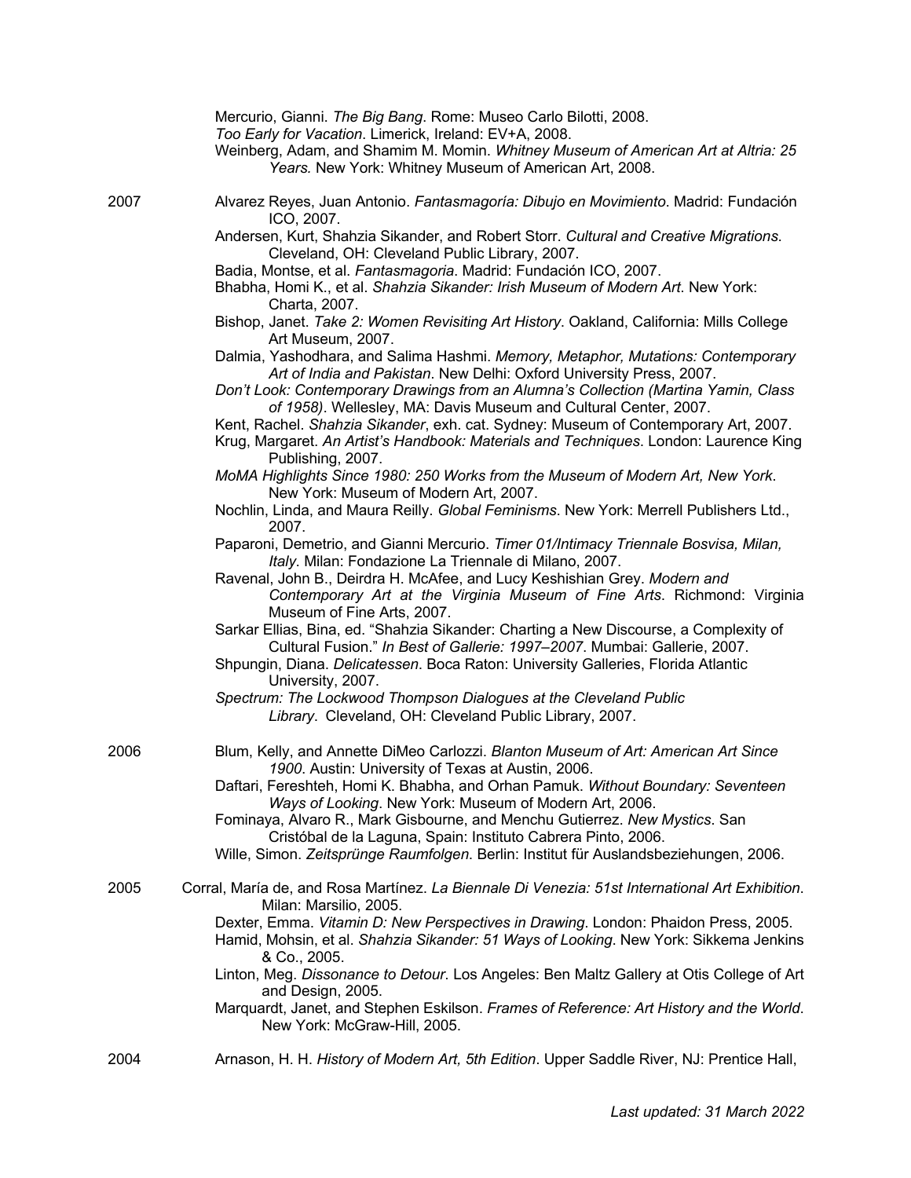Mercurio, Gianni. *The Big Bang*. Rome: Museo Carlo Bilotti, 2008.

*Too Early for Vacation*. Limerick, Ireland: EV+A, 2008.

Weinberg, Adam, and Shamim M. Momin. *Whitney Museum of American Art at Altria: 25 Years.* New York: Whitney Museum of American Art, 2008.

**2007**

Alvarez Reyes, Juan Antonio. *Fantasmagoría: Dibujo en Movimiento*. Madrid: Fundación ICO, 2007.

Andersen, Kurt, Shahzia Sikander, and Robert Storr. *Cultural and Creative Migrations*. Cleveland, OH: Cleveland Public Library, 2007.

Badia, Montse, et al. *Fantasmagoria*. Madrid: Fundación ICO, 2007.

Bhabha, Homi K., et al. *Shahzia Sikander: Irish Museum of Modern Art*. New York: Charta, 2007.

Bishop, Janet. *Take 2: Women Revisiting Art History*. Oakland, California: Mills College Art Museum, 2007.

Dalmia, Yashodhara, and Salima Hashmi. *Memory, Metaphor, Mutations: Contemporary Art of India and Pakistan*. New Delhi: Oxford University Press, 2007.

*Don't Look: Contemporary Drawings from an Alumna's Collection (Martina Yamin, Class of 1958)*. Wellesley, MA: Davis Museum and Cultural Center, 2007.

Kent, Rachel. *Shahzia Sikander*, exh. cat. Sydney: Museum of Contemporary Art, 2007.

Krug, Margaret. *An Artist's Handbook: Materials and Techniques*. London: Laurence King Publishing, 2007.

*MoMA Highlights Since 1980: 250 Works from the Museum of Modern Art, New York*. New York: Museum of Modern Art, 2007.

Nochlin, Linda, and Maura Reilly. *Global Feminisms*. New York: Merrell Publishers Ltd., 2007.

Paparoni, Demetrio, and Gianni Mercurio. *Timer 01/Intimacy Triennale Bosvisa, Milan, Italy*. Milan: Fondazione La Triennale di Milano, 2007.

Ravenal, John B., Deirdra H. McAfee, and Lucy Keshishian Grey. *Modern and Contemporary Art at the Virginia Museum of Fine Arts*. Richmond: Virginia Museum of Fine Arts, 2007.

Sarkar Ellias, Bina, ed. "Shahzia Sikander: Charting a New Discourse, a Complexity of Cultural Fusion." *In Best of Gallerie: 1997–2007*. Mumbai: Gallerie, 2007.

Shpungin, Diana. *Delicatessen*. Boca Raton: University Galleries, Florida Atlantic University, 2007.

*Spectrum: The Lockwood Thompson Dialogues at the Cleveland Public Library*. Cleveland, OH: Cleveland Public Library, 2007.

**2006**

Blum, Kelly, and Annette DiMeo Carlozzi. *Blanton Museum of Art: American Art Since 1900*. Austin: University of Texas at Austin, 2006.

Daftari, Fereshteh, Homi K. Bhabha, and Orhan Pamuk. *Without Boundary: Seventeen Ways of Looking*. New York: Museum of Modern Art, 2006.

Fominaya, Alvaro R., Mark Gisbourne, and Menchu Gutierrez. *New Mystics*. San Cristóbal de la Laguna, Spain: Instituto Cabrera Pinto, 2006.

Wille, Simon. *Zeitsprünge Raumfolgen*. Berlin: Institut für Auslandsbeziehungen, 2006.

**2005**

Corral, María de, and Rosa Martínez. *La Biennale Di Venezia: 51st International Art Exhibition*. Milan: Marsilio, 2005.

Dexter, Emma. *Vitamin D: New Perspectives in Drawing*. London: Phaidon Press, 2005.

Hamid, Mohsin, et al. *Shahzia Sikander: 51 Ways of Looking*. New York: Sikkema Jenkins & Co., 2005.

Linton, Meg. *Dissonance to Detour*. Los Angeles: Ben Maltz Gallery at Otis College of Art and Design, 2005.

Marquardt, Janet, and Stephen Eskilson. *Frames of Reference: Art History and the World*. New York: McGraw-Hill, 2005.

**2004**

Arnason, H. H. *History of Modern Art, 5th Edition*. Upper Saddle River, NJ: Prentice Hall,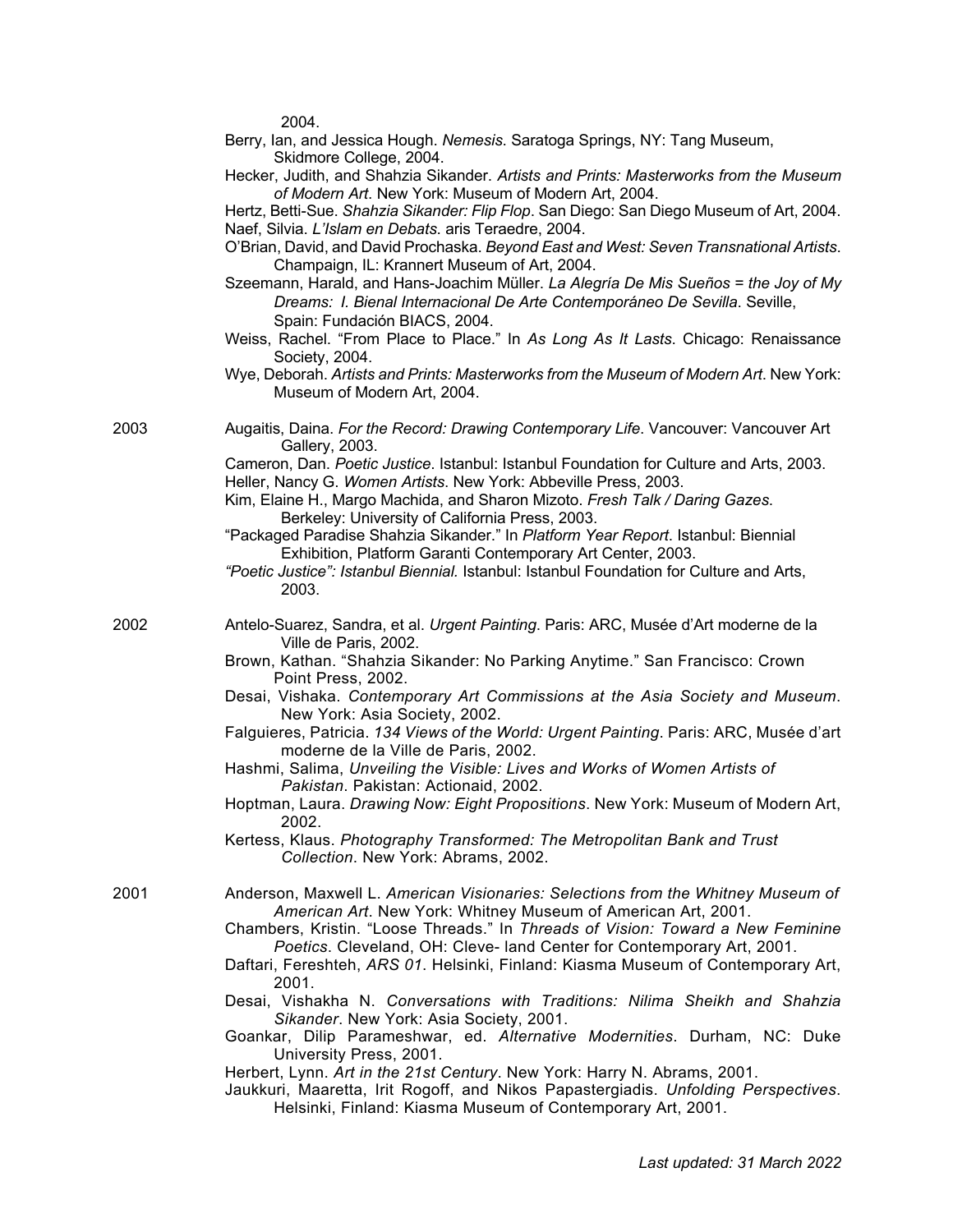2004.

Berry, Ian, and Jessica Hough. *Nemesis*. Saratoga Springs, NY: Tang Museum, Skidmore College, 2004.

Hecker, Judith, and Shahzia Sikander. *Artists and Prints: Masterworks from the Museum of Modern Art*. New York: Museum of Modern Art, 2004.

Hertz, Betti-Sue. *Shahzia Sikander: Flip Flop*. San Diego: San Diego Museum of Art, 2004.

Naef, Silvia. *L'Islam en Debats*. aris Teraedre, 2004.

O'Brian, David, and David Prochaska. *Beyond East and West: Seven Transnational Artists*. Champaign, IL: Krannert Museum of Art, 2004.

Szeemann, Harald, and Hans-Joachim Müller. *La Alegría De Mis Sueños = the Joy of My Dreams: I. Bienal Internacional De Arte Contemporáneo De Sevilla*. Seville, Spain: Fundación BIACS, 2004.

Weiss, Rachel. "From Place to Place." In *As Long As It Lasts*. Chicago: Renaissance Society, 2004.

Wye, Deborah. *Artists and Prints: Masterworks from the Museum of Modern Art*. New York: Museum of Modern Art, 2004.

2003

Augaitis, Daina. *For the Record: Drawing Contemporary Life*. Vancouver: Vancouver Art Gallery, 2003.

Cameron, Dan. *Poetic Justice*. Istanbul: Istanbul Foundation for Culture and Arts, 2003.

Heller, Nancy G. *Women Artists*. New York: Abbeville Press, 2003.

Kim, Elaine H., Margo Machida, and Sharon Mizoto. *Fresh Talk / Daring Gazes*. Berkeley: University of California Press, 2003.

"Packaged Paradise Shahzia Sikander." In *Platform Year Report*. Istanbul: Biennial Exhibition, Platform Garanti Contemporary Art Center, 2003.

*"Poetic Justice": Istanbul Biennial*. Istanbul: Istanbul Foundation for Culture and Arts, 2003.

2002

Antelo-Suarez, Sandra, et al. *Urgent Painting*. Paris: ARC, Musée d'Art moderne de la Ville de Paris, 2002.

Brown, Kathan. "Shahzia Sikander: No Parking Anytime." San Francisco: Crown Point Press, 2002.

Desai, Vishaka. *Contemporary Art Commissions at the Asia Society and Museum*. New York: Asia Society, 2002.

Falguieres, Patricia. *134 Views of the World: Urgent Painting*. Paris: ARC, Musée d'art moderne de la Ville de Paris, 2002.

Hashmi, Salima, *Unveiling the Visible: Lives and Works of Women Artists of Pakistan*. Pakistan: Actionaid, 2002.

Hoptman, Laura. *Drawing Now: Eight Propositions*. New York: Museum of Modern Art, 2002.

Kertess, Klaus. *Photography Transformed: The Metropolitan Bank and Trust Collection*. New York: Abrams, 2002.

2001

Anderson, Maxwell L. *American Visionaries: Selections from the Whitney Museum of American Art*. New York: Whitney Museum of American Art, 2001.

Chambers, Kristin. "Loose Threads." In *Threads of Vision: Toward a New Feminine Poetics*. Cleveland, OH: Cleve- land Center for Contemporary Art, 2001.

Daftari, Fereshteh, *ARS 01*. Helsinki, Finland: Kiasma Museum of Contemporary Art, 2001.

Desai, Vishakha N. *Conversations with Traditions: Nilima Sheikh and Shahzia Sikander*. New York: Asia Society, 2001.

Goankar, Dilip Parameshwar, ed. *Alternative Modernities*. Durham, NC: Duke University Press, 2001.

Herbert, Lynn. *Art in the 21st Century*. New York: Harry N. Abrams, 2001.

Jaukkuri, Maaretta, Irit Rogoff, and Nikos Papastergiadis. *Unfolding Perspectives*. Helsinki, Finland: Kiasma Museum of Contemporary Art, 2001.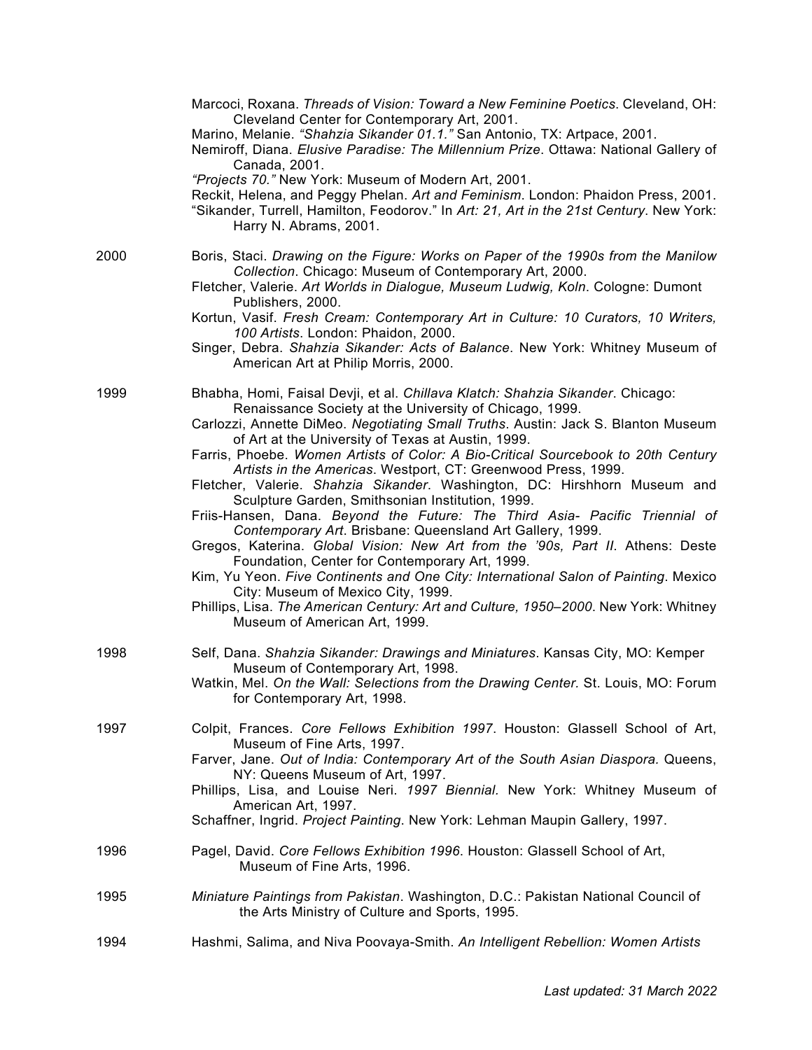Marcoci, Roxana. *Threads of Vision: Toward a New Feminine Poetics*. Cleveland, OH: Cleveland Center for Contemporary Art, 2001.

Marino, Melanie. *"Shahzia Sikander 01.1."* San Antonio, TX: Artpace, 2001.

Nemiroff, Diana. *Elusive Paradise: The Millennium Prize*. Ottawa: National Gallery of Canada, 2001.

*"Projects 70."* New York: Museum of Modern Art, 2001.

Reckit, Helena, and Peggy Phelan. *Art and Feminism*. London: Phaidon Press, 2001.

"Sikander, Turrell, Hamilton, Feodorov." In *Art: 21, Art in the 21st Century*. New York: Harry N. Abrams, 2001.

2000

Boris, Staci. *Drawing on the Figure: Works on Paper of the 1990s from the Manilow Collection*. Chicago: Museum of Contemporary Art, 2000.

Fletcher, Valerie. *Art Worlds in Dialogue, Museum Ludwig, Koln*. Cologne: Dumont Publishers, 2000.

Kortun, Vasif. *Fresh Cream: Contemporary Art in Culture: 10 Curators, 10 Writers, 100 Artists*. London: Phaidon, 2000.

Singer, Debra. *Shahzia Sikander: Acts of Balance*. New York: Whitney Museum of American Art at Philip Morris, 2000.

1999

Bhabha, Homi, Faisal Devji, et al. *Chillava Klatch: Shahzia Sikander*. Chicago: Renaissance Society at the University of Chicago, 1999.

Carlozzi, Annette DiMeo. *Negotiating Small Truths*. Austin: Jack S. Blanton Museum of Art at the University of Texas at Austin, 1999.

Farris, Phoebe. *Women Artists of Color: A Bio-Critical Sourcebook to 20th Century Artists in the Americas*. Westport, CT: Greenwood Press, 1999.

Fletcher, Valerie. *Shahzia Sikander*. Washington, DC: Hirshhorn Museum and Sculpture Garden, Smithsonian Institution, 1999.

Friis-Hansen, Dana. *Beyond the Future: The Third Asia- Pacific Triennial of Contemporary Art*. Brisbane: Queensland Art Gallery, 1999.

Gregos, Katerina. *Global Vision: New Art from the '90s, Part II*. Athens: Deste Foundation, Center for Contemporary Art, 1999.

Kim, Yu Yeon. *Five Continents and One City: International Salon of Painting*. Mexico City: Museum of Mexico City, 1999.

Phillips, Lisa. *The American Century: Art and Culture, 1950–2000*. New York: Whitney Museum of American Art, 1999.

1998

Self, Dana. *Shahzia Sikander: Drawings and Miniatures*. Kansas City, MO: Kemper Museum of Contemporary Art, 1998.

Watkin, Mel. *On the Wall: Selections from the Drawing Center.* St. Louis, MO: Forum for Contemporary Art, 1998.

1997

Colpit, Frances. *Core Fellows Exhibition 1997*. Houston: Glassell School of Art, Museum of Fine Arts, 1997.

Farver, Jane. *Out of India: Contemporary Art of the South Asian Diaspora.* Queens, NY: Queens Museum of Art, 1997.

Phillips, Lisa, and Louise Neri. *1997 Biennial.* New York: Whitney Museum of American Art, 1997.

Schaffner, Ingrid. *Project Painting*. New York: Lehman Maupin Gallery, 1997.

1996

Pagel, David. *Core Fellows Exhibition 1996*. Houston: Glassell School of Art, Museum of Fine Arts, 1996.

1995

*Miniature Paintings from Pakistan*. Washington, D.C.: Pakistan National Council of the Arts Ministry of Culture and Sports, 1995.

1994

Hashmi, Salima, and Niva Poovaya-Smith. *An Intelligent Rebellion: Women Artists*

*Last updated: 31 March 2022*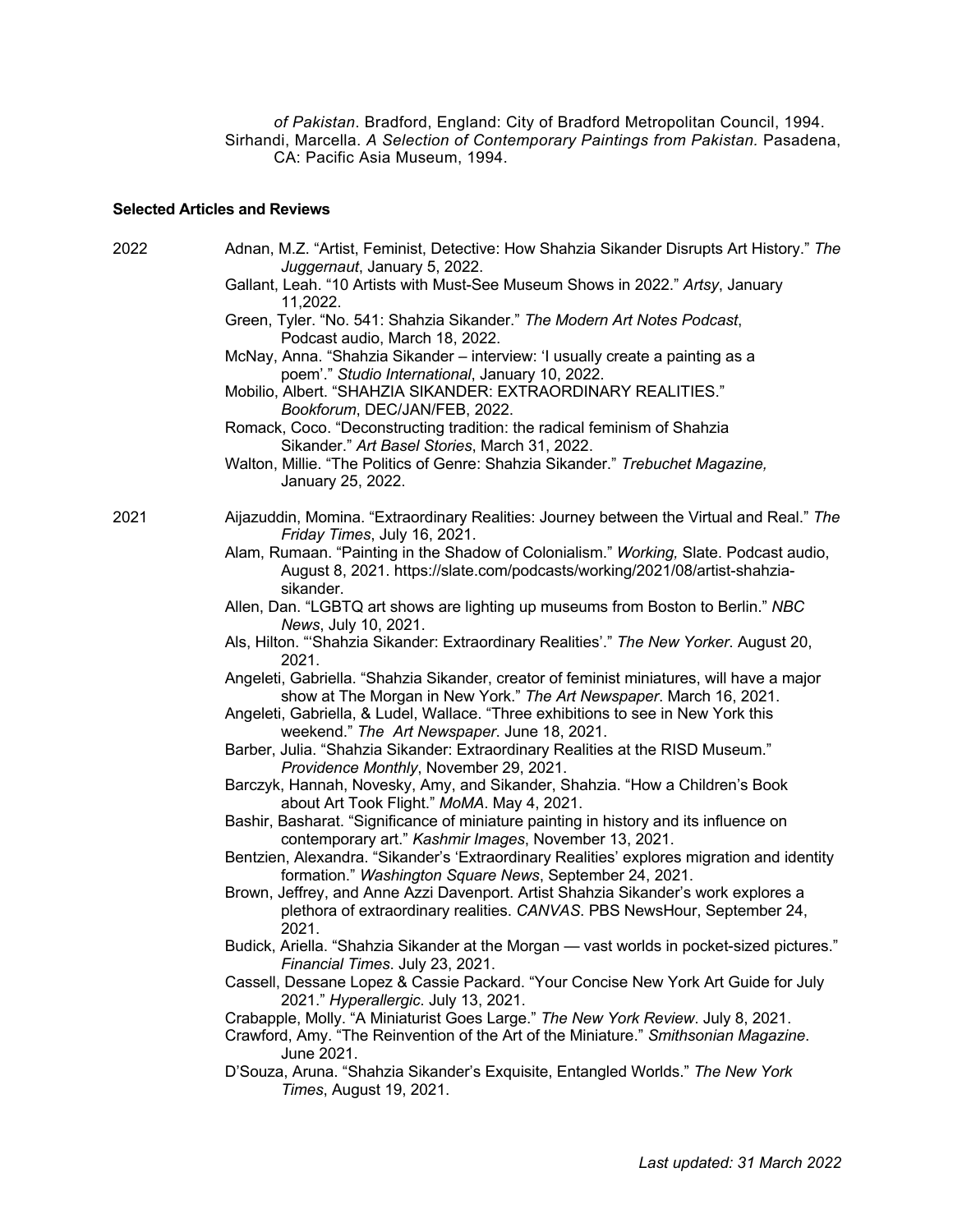*of Pakistan*. Bradford, England: City of Bradford Metropolitan Council, 1994.

Sirhandi, Marcella. *A Selection of Contemporary Paintings from Pakistan.* Pasadena, CA: Pacific Asia Museum, 1994.

**Selected Articles and Reviews**

2022

Adnan, M.Z. "Artist, Feminist, Detective: How Shahzia Sikander Disrupts Art History." *The Juggernaut*, January 5, 2022.

Gallant, Leah. "10 Artists with Must-See Museum Shows in 2022." *Artsy*, January 11,2022.

Green, Tyler. "No. 541: Shahzia Sikander." *The Modern Art Notes Podcast*, Podcast audio, March 18, 2022.

McNay, Anna. "Shahzia Sikander – interview: 'I usually create a painting as a poem'." *Studio International*, January 10, 2022.

Mobilio, Albert. "SHAHZIA SIKANDER: EXTRAORDINARY REALITIES." *Bookforum*, DEC/JAN/FEB, 2022.

Romack, Coco. "Deconstructing tradition: the radical feminism of Shahzia Sikander." *Art Basel Stories*, March 31, 2022.

Walton, Millie. "The Politics of Genre: Shahzia Sikander." *Trebuchet Magazine,* January 25, 2022.

2021

Aijazuddin, Momina. "Extraordinary Realities: Journey between the Virtual and Real." *The Friday Times*, July 16, 2021.

Alam, Rumaan. "Painting in the Shadow of Colonialism." *Working,* Slate. Podcast audio, August 8, 2021. https://slate.com/podcasts/working/2021/08/artist-shahzia-sikander.

Allen, Dan. "LGBTQ art shows are lighting up museums from Boston to Berlin." *NBC News*, July 10, 2021.

Als, Hilton. "'Shahzia Sikander: Extraordinary Realities'." *The New Yorker*. August 20, 2021.

Angeleti, Gabriella. "Shahzia Sikander, creator of feminist miniatures, will have a major show at The Morgan in New York." *The Art Newspaper*. March 16, 2021.

Angeleti, Gabriella, & Ludel, Wallace. "Three exhibitions to see in New York this weekend." *The Art Newspaper*. June 18, 2021.

Barber, Julia. "Shahzia Sikander: Extraordinary Realities at the RISD Museum." *Providence Monthly*, November 29, 2021.

Barczyk, Hannah, Novesky, Amy, and Sikander, Shahzia. "How a Children's Book about Art Took Flight." *MoMA*. May 4, 2021.

Bashir, Basharat. "Significance of miniature painting in history and its influence on contemporary art." *Kashmir Images*, November 13, 2021.

Bentzien, Alexandra. "Sikander's 'Extraordinary Realities' explores migration and identity formation." *Washington Square News*, September 24, 2021.

Brown, Jeffrey, and Anne Azzi Davenport. Artist Shahzia Sikander's work explores a plethora of extraordinary realities. *CANVAS*. PBS NewsHour, September 24, 2021.

Budick, Ariella. "Shahzia Sikander at the Morgan — vast worlds in pocket-sized pictures." *Financial Times*. July 23, 2021.

Cassell, Dessane Lopez & Cassie Packard. "Your Concise New York Art Guide for July 2021." *Hyperallergic*. July 13, 2021.

Crabapple, Molly. "A Miniaturist Goes Large." *The New York Review*. July 8, 2021.

Crawford, Amy. "The Reinvention of the Art of the Miniature." *Smithsonian Magazine*. June 2021.

D'Souza, Aruna. "Shahzia Sikander's Exquisite, Entangled Worlds." *The New York Times*, August 19, 2021.

*Last updated: 31 March 2022*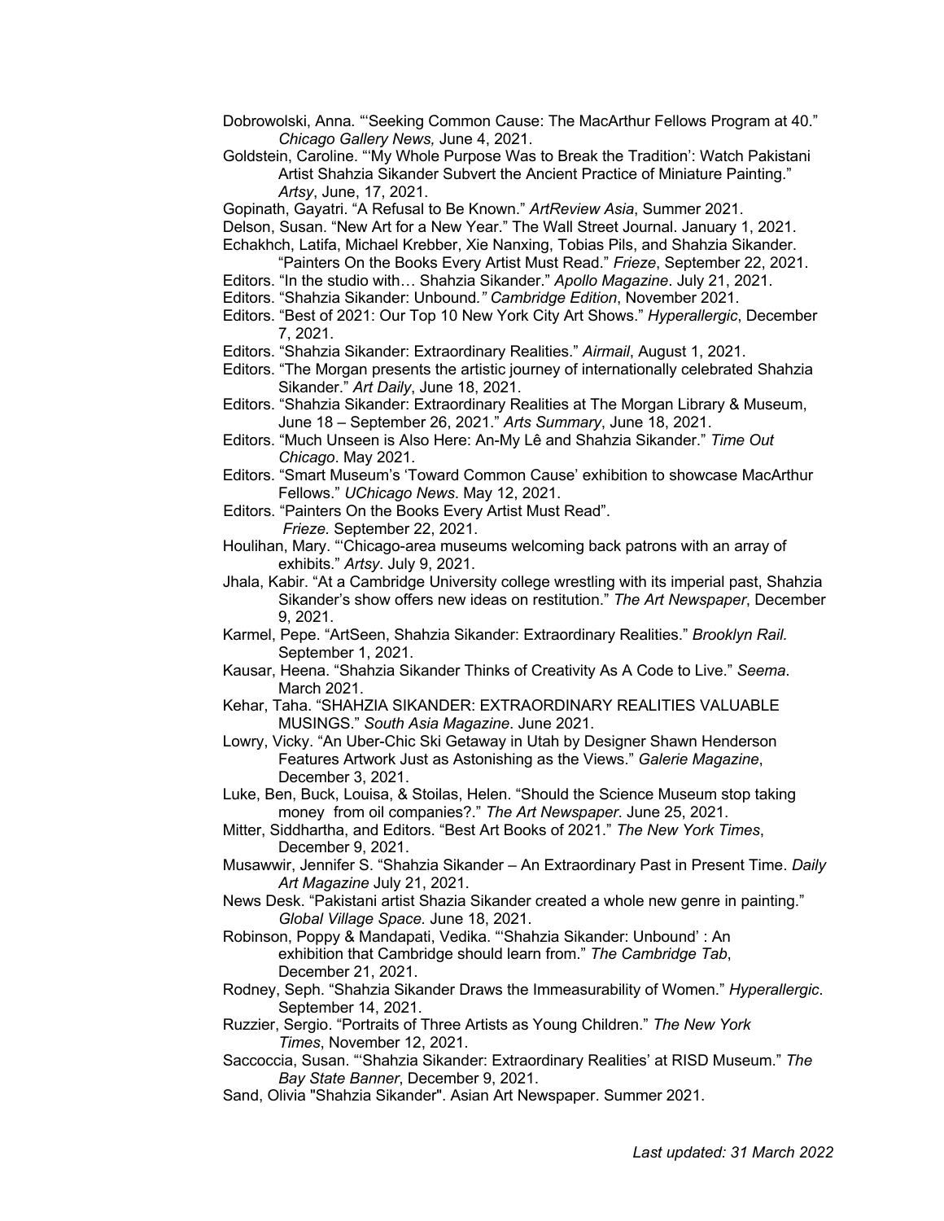Dobrowolski, Anna. "'Seeking Common Cause: The MacArthur Fellows Program at 40." *Chicago Gallery News,* June 4, 2021.

Goldstein, Caroline. "'My Whole Purpose Was to Break the Tradition': Watch Pakistani Artist Shahzia Sikander Subvert the Ancient Practice of Miniature Painting." *Artsy*, June, 17, 2021.

Gopinath, Gayatri. "A Refusal to Be Known." *ArtReview Asia*, Summer 2021.

Delson, Susan. "New Art for a New Year." The Wall Street Journal. January 1, 2021.

Echakhch, Latifa, Michael Krebber, Xie Nanxing, Tobias Pils, and Shahzia Sikander. "Painters On the Books Every Artist Must Read." *Frieze*, September 22, 2021.

Editors. "In the studio with… Shahzia Sikander." *Apollo Magazine*. July 21, 2021.

Editors. "Shahzia Sikander: Unbound*." Cambridge Edition*, November 2021.

Editors. "Best of 2021: Our Top 10 New York City Art Shows." *Hyperallergic*, December 7, 2021.

Editors. "Shahzia Sikander: Extraordinary Realities." *Airmail*, August 1, 2021.

Editors. "The Morgan presents the artistic journey of internationally celebrated Shahzia Sikander." *Art Daily*, June 18, 2021.

Editors. "Shahzia Sikander: Extraordinary Realities at The Morgan Library & Museum, June 18 – September 26, 2021." *Arts Summary*, June 18, 2021.

Editors. "Much Unseen is Also Here: An-My Lê and Shahzia Sikander." *Time Out Chicago*. May 2021.

Editors. "Smart Museum's 'Toward Common Cause' exhibition to showcase MacArthur Fellows." *UChicago News*. May 12, 2021.

Editors. "Painters On the Books Every Artist Must Read". *Frieze*. September 22, 2021.

Houlihan, Mary. "'Chicago-area museums welcoming back patrons with an array of exhibits." *Artsy*. July 9, 2021.

Jhala, Kabir. "At a Cambridge University college wrestling with its imperial past, Shahzia Sikander's show offers new ideas on restitution." *The Art Newspaper*, December 9, 2021.

Karmel, Pepe. "ArtSeen, Shahzia Sikander: Extraordinary Realities." *Brooklyn Rail.* September 1, 2021.

Kausar, Heena. "Shahzia Sikander Thinks of Creativity As A Code to Live." *Seema*. March 2021.

Kehar, Taha. "SHAHZIA SIKANDER: EXTRAORDINARY REALITIES VALUABLE MUSINGS." *South Asia Magazine*. June 2021.

Lowry, Vicky. "An Uber-Chic Ski Getaway in Utah by Designer Shawn Henderson Features Artwork Just as Astonishing as the Views." *Galerie Magazine*, December 3, 2021.

Luke, Ben, Buck, Louisa, & Stoilas, Helen. "Should the Science Museum stop taking money from oil companies?." *The Art Newspaper*. June 25, 2021.

Mitter, Siddhartha, and Editors. "Best Art Books of 2021." *The New York Times*, December 9, 2021.

Musawwir, Jennifer S. "Shahzia Sikander – An Extraordinary Past in Present Time. *Daily Art Magazine* July 21, 2021.

News Desk. "Pakistani artist Shazia Sikander created a whole new genre in painting." *Global Village Space.* June 18, 2021.

Robinson, Poppy & Mandapati, Vedika. "'Shahzia Sikander: Unbound' : An exhibition that Cambridge should learn from." *The Cambridge Tab*, December 21, 2021.

Rodney, Seph. "Shahzia Sikander Draws the Immeasurability of Women." *Hyperallergic*. September 14, 2021.

Ruzzier, Sergio. "Portraits of Three Artists as Young Children." *The New York Times*, November 12, 2021.

Saccoccia, Susan. "'Shahzia Sikander: Extraordinary Realities' at RISD Museum." *The Bay State Banner*, December 9, 2021.

Sand, Olivia "Shahzia Sikander". Asian Art Newspaper. Summer 2021.

*Last updated: 31 March 2022*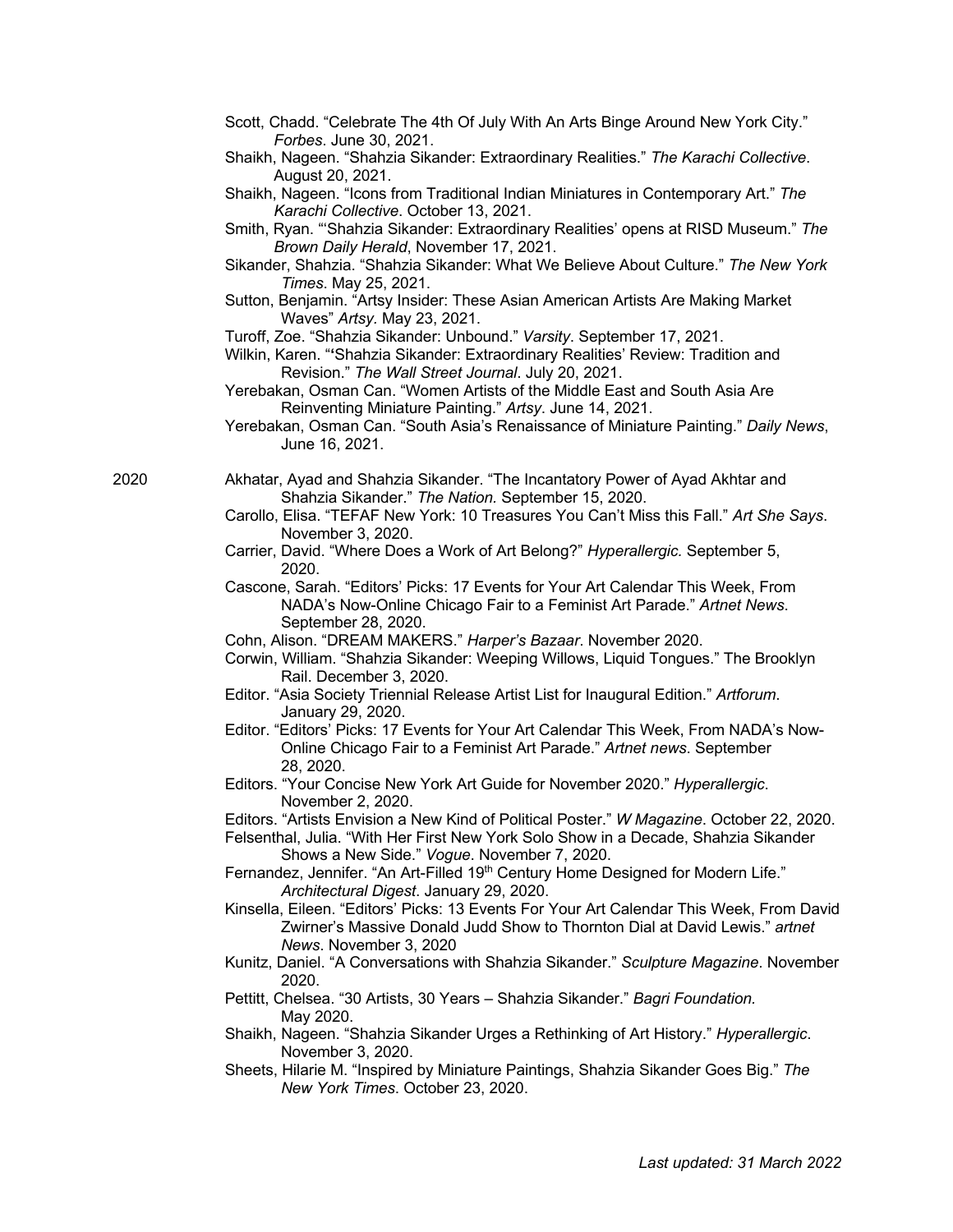Scott, Chadd. "Celebrate The 4th Of July With An Arts Binge Around New York City." *Forbes*. June 30, 2021.

Shaikh, Nageen. "Shahzia Sikander: Extraordinary Realities." *The Karachi Collective*. August 20, 2021.

Shaikh, Nageen. "Icons from Traditional Indian Miniatures in Contemporary Art." *The Karachi Collective*. October 13, 2021.

Smith, Ryan. "'Shahzia Sikander: Extraordinary Realities' opens at RISD Museum." *The Brown Daily Herald*, November 17, 2021.

Sikander, Shahzia. "Shahzia Sikander: What We Believe About Culture." *The New York Times*. May 25, 2021.

Sutton, Benjamin. "Artsy Insider: These Asian American Artists Are Making Market Waves" *Artsy.* May 23, 2021.

Turoff, Zoe. "Shahzia Sikander: Unbound." *Varsity*. September 17, 2021.

Wilkin, Karen. "'Shahzia Sikander: Extraordinary Realities' Review: Tradition and Revision." *The Wall Street Journal*. July 20, 2021.

Yerebakan, Osman Can. "Women Artists of the Middle East and South Asia Are Reinventing Miniature Painting." *Artsy*. June 14, 2021.

Yerebakan, Osman Can. "South Asia's Renaissance of Miniature Painting." *Daily News*, June 16, 2021.

2020

Akhatar, Ayad and Shahzia Sikander. "The Incantatory Power of Ayad Akhtar and Shahzia Sikander." *The Nation.* September 15, 2020.

Carollo, Elisa. "TEFAF New York: 10 Treasures You Can't Miss this Fall." *Art She Says*. November 3, 2020.

Carrier, David. "Where Does a Work of Art Belong?" *Hyperallergic.* September 5, 2020.

Cascone, Sarah. "Editors' Picks: 17 Events for Your Art Calendar This Week, From NADA's Now-Online Chicago Fair to a Feminist Art Parade." *Artnet News*. September 28, 2020.

Cohn, Alison. "DREAM MAKERS." *Harper's Bazaar*. November 2020.

Corwin, William. "Shahzia Sikander: Weeping Willows, Liquid Tongues." The Brooklyn Rail. December 3, 2020.

Editor. "Asia Society Triennial Release Artist List for Inaugural Edition." *Artforum*. January 29, 2020.

Editor. "Editors' Picks: 17 Events for Your Art Calendar This Week, From NADA's Now-Online Chicago Fair to a Feminist Art Parade." *Artnet news*. September 28, 2020.

Editors. "Your Concise New York Art Guide for November 2020." *Hyperallergic*. November 2, 2020.

Editors. "Artists Envision a New Kind of Political Poster." *W Magazine*. October 22, 2020.

Felsenthal, Julia. "With Her First New York Solo Show in a Decade, Shahzia Sikander Shows a New Side." *Vogue*. November 7, 2020.

Fernandez, Jennifer. "An Art-Filled 19th Century Home Designed for Modern Life." *Architectural Digest*. January 29, 2020.

Kinsella, Eileen. "Editors' Picks: 13 Events For Your Art Calendar This Week, From David Zwirner's Massive Donald Judd Show to Thornton Dial at David Lewis." *artnet News*. November 3, 2020

Kunitz, Daniel. "A Conversations with Shahzia Sikander." *Sculpture Magazine*. November 2020.

Pettitt, Chelsea. "30 Artists, 30 Years – Shahzia Sikander." *Bagri Foundation.* May 2020.

Shaikh, Nageen. "Shahzia Sikander Urges a Rethinking of Art History." *Hyperallergic*. November 3, 2020.

Sheets, Hilarie M. "Inspired by Miniature Paintings, Shahzia Sikander Goes Big." *The New York Times*. October 23, 2020.

*Last updated: 31 March 2022*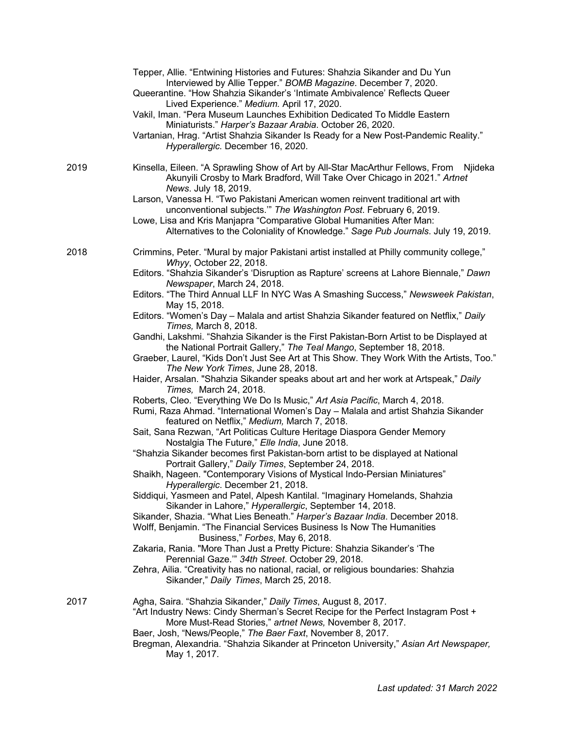Tepper, Allie. "Entwining Histories and Futures: Shahzia Sikander and Du Yun Interviewed by Allie Tepper." *BOMB Magazine*. December 7, 2020.

Queerantine. "How Shahzia Sikander's 'Intimate Ambivalence' Reflects Queer Lived Experience." *Medium.* April 17, 2020.

Vakil, Iman. "Pera Museum Launches Exhibition Dedicated To Middle Eastern Miniaturists." *Harper's Bazaar Arabia*. October 26, 2020.

Vartanian, Hrag. "Artist Shahzia Sikander Is Ready for a New Post-Pandemic Reality." *Hyperallergic.* December 16, 2020.

2019

Kinsella, Eileen. "A Sprawling Show of Art by All-Star MacArthur Fellows, From Njideka Akunyili Crosby to Mark Bradford, Will Take Over Chicago in 2021." *Artnet News*. July 18, 2019.

Larson, Vanessa H. "Two Pakistani American women reinvent traditional art with unconventional subjects.'" *The Washington Post*. February 6, 2019.

Lowe, Lisa and Kris Manjapra "Comparative Global Humanities After Man: Alternatives to the Coloniality of Knowledge." *Sage Pub Journals*. July 19, 2019.

2018

Crimmins, Peter. "Mural by major Pakistani artist installed at Philly community college," *Whyy*, October 22, 2018.

Editors. "Shahzia Sikander's 'Disruption as Rapture' screens at Lahore Biennale," *Dawn Newspaper*, March 24, 2018.

Editors. "The Third Annual LLF In NYC Was A Smashing Success," *Newsweek Pakistan*, May 15, 2018.

Editors. "Women's Day – Malala and artist Shahzia Sikander featured on Netflix," *Daily Times,* March 8, 2018.

Gandhi, Lakshmi. "Shahzia Sikander is the First Pakistan-Born Artist to be Displayed at the National Portrait Gallery," *The Teal Mango*, September 18, 2018.

Graeber, Laurel, "Kids Don't Just See Art at This Show. They Work With the Artists, Too." *The New York Times*, June 28, 2018.

Haider, Arsalan. "Shahzia Sikander speaks about art and her work at Artspeak," *Daily Times,* March 24, 2018.

Roberts, Cleo. "Everything We Do Is Music," *Art Asia Pacific*, March 4, 2018.

Rumi, Raza Ahmad. "International Women's Day – Malala and artist Shahzia Sikander featured on Netflix," *Medium,* March 7, 2018.

Sait, Sana Rezwan, "Art Politicas Culture Heritage Diaspora Gender Memory Nostalgia The Future," *Elle India*, June 2018.

"Shahzia Sikander becomes first Pakistan-born artist to be displayed at National Portrait Gallery," *Daily Times*, September 24, 2018.

Shaikh, Nageen. "Contemporary Visions of Mystical Indo-Persian Miniatures" *Hyperallergic*. December 21, 2018.

Siddiqui, Yasmeen and Patel, Alpesh Kantilal. "Imaginary Homelands, Shahzia Sikander in Lahore," *Hyperallergic*, September 14, 2018.

Sikander, Shazia. "What Lies Beneath." *Harper's Bazaar India*. December 2018.

Wolff, Benjamin. "The Financial Services Business Is Now The Humanities Business," *Forbes*, May 6, 2018.

Zakaria, Rania. "More Than Just a Pretty Picture: Shahzia Sikander's 'The Perennial Gaze.'" *34th Street*. October 29, 2018.

Zehra, Ailia. "Creativity has no national, racial, or religious boundaries: Shahzia Sikander," *Daily Times*, March 25, 2018.

2017

Agha, Saira. "Shahzia Sikander," *Daily Times*, August 8, 2017.

"Art Industry News: Cindy Sherman's Secret Recipe for the Perfect Instagram Post + More Must-Read Stories," *artnet News,* November 8, 2017.

Baer, Josh, "News/People," *The Baer Faxt*, November 8, 2017.

Bregman, Alexandria. "Shahzia Sikander at Princeton University," *Asian Art Newspaper,* May 1, 2017.

*Last updated: 31 March 2022*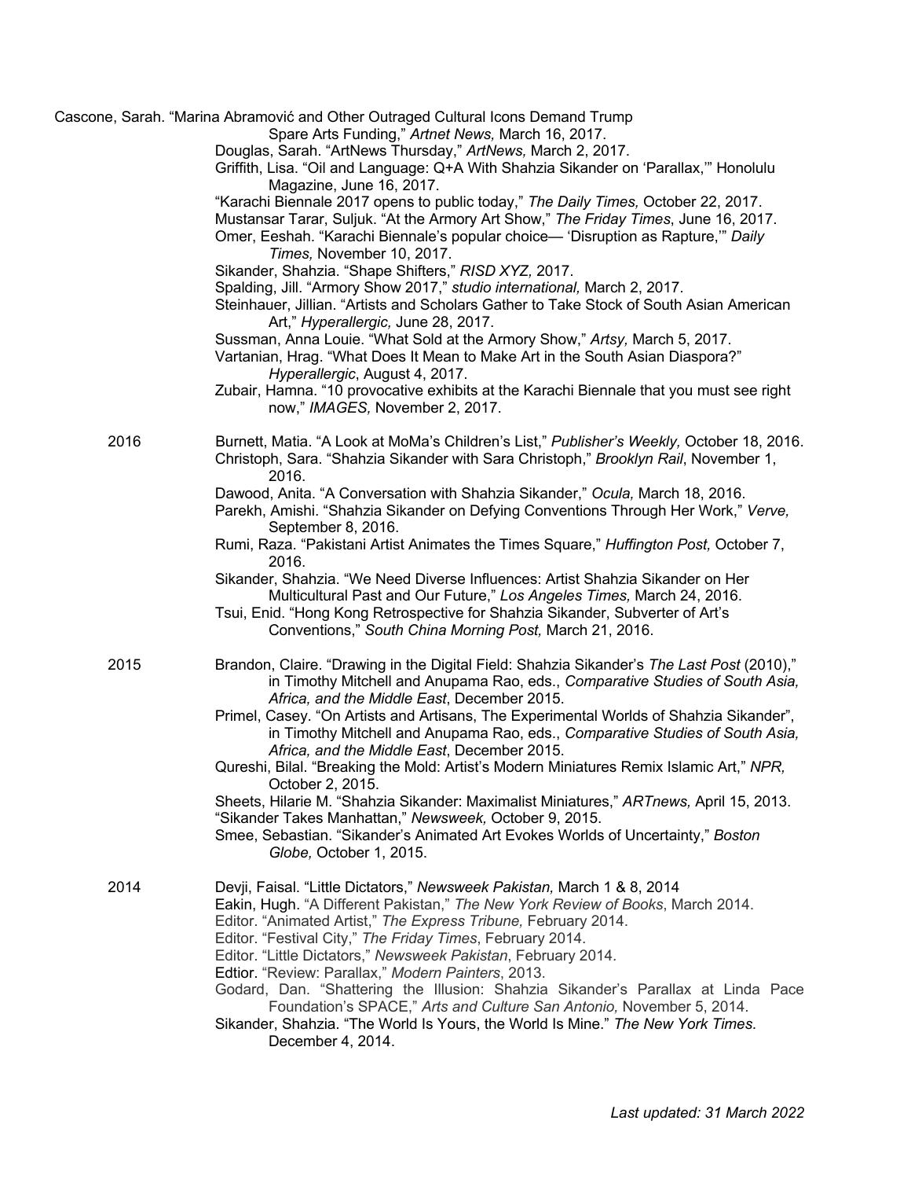Cascone, Sarah. "Marina Abramović and Other Outraged Cultural Icons Demand Trump Spare Arts Funding," *Artnet News,* March 16, 2017.

Douglas, Sarah. "ArtNews Thursday," *ArtNews,* March 2, 2017.

Griffith, Lisa. "Oil and Language: Q+A With Shahzia Sikander on 'Parallax,'" Honolulu Magazine, June 16, 2017.

"Karachi Biennale 2017 opens to public today," *The Daily Times,* October 22, 2017.

Mustansar Tarar, Suljuk. "At the Armory Art Show," *The Friday Times*, June 16, 2017.

Omer, Eeshah. "Karachi Biennale's popular choice— 'Disruption as Rapture,'" *Daily Times,* November 10, 2017.

Sikander, Shahzia. "Shape Shifters," *RISD XYZ,* 2017.

Spalding, Jill. "Armory Show 2017," *studio international,* March 2, 2017.

Steinhauer, Jillian. "Artists and Scholars Gather to Take Stock of South Asian American Art," *Hyperallergic,* June 28, 2017.

Sussman, Anna Louie. "What Sold at the Armory Show," *Artsy,* March 5, 2017.

Vartanian, Hrag. "What Does It Mean to Make Art in the South Asian Diaspora?" *Hyperallergic*, August 4, 2017.

Zubair, Hamna. "10 provocative exhibits at the Karachi Biennale that you must see right now," *IMAGES,* November 2, 2017.

**2016**

Burnett, Matia. "A Look at MoMa's Children's List," *Publisher's Weekly,* October 18, 2016.

Christoph, Sara. "Shahzia Sikander with Sara Christoph," *Brooklyn Rail*, November 1, 2016.

Dawood, Anita. "A Conversation with Shahzia Sikander," *Ocula,* March 18, 2016.

Parekh, Amishi. "Shahzia Sikander on Defying Conventions Through Her Work," *Verve,* September 8, 2016.

Rumi, Raza. "Pakistani Artist Animates the Times Square," *Huffington Post,* October 7, 2016.

Sikander, Shahzia. "We Need Diverse Influences: Artist Shahzia Sikander on Her Multicultural Past and Our Future," *Los Angeles Times,* March 24, 2016.

Tsui, Enid. "Hong Kong Retrospective for Shahzia Sikander, Subverter of Art's Conventions," *South China Morning Post,* March 21, 2016.

**2015**

Brandon, Claire. "Drawing in the Digital Field: Shahzia Sikander's *The Last Post* (2010)," in Timothy Mitchell and Anupama Rao, eds., *Comparative Studies of South Asia, Africa, and the Middle East*, December 2015.

Primel, Casey. "On Artists and Artisans, The Experimental Worlds of Shahzia Sikander", in Timothy Mitchell and Anupama Rao, eds., *Comparative Studies of South Asia, Africa, and the Middle East*, December 2015.

Qureshi, Bilal. "Breaking the Mold: Artist's Modern Miniatures Remix Islamic Art," *NPR,* October 2, 2015.

Sheets, Hilarie M. "Shahzia Sikander: Maximalist Miniatures," *ARTnews,* April 15, 2013.

"Sikander Takes Manhattan," *Newsweek,* October 9, 2015.

Smee, Sebastian. "Sikander's Animated Art Evokes Worlds of Uncertainty," *Boston Globe,* October 1, 2015.

**2014**

Devji, Faisal. "Little Dictators," *Newsweek Pakistan,* March 1 & 8, 2014

Eakin, Hugh. "A Different Pakistan," *The New York Review of Books*, March 2014.

Editor. "Animated Artist," *The Express Tribune,* February 2014.

Editor. "Festival City," *The Friday Times*, February 2014.

Editor. "Little Dictators," *Newsweek Pakistan*, February 2014.

Edtior. "Review: Parallax," *Modern Painters*, 2013.

Godard, Dan. "Shattering the Illusion: Shahzia Sikander's Parallax at Linda Pace Foundation's SPACE," *Arts and Culture San Antonio,* November 5, 2014.

Sikander, Shahzia. "The World Is Yours, the World Is Mine." *The New York Times*. December 4, 2014.

*Last updated: 31 March 2022*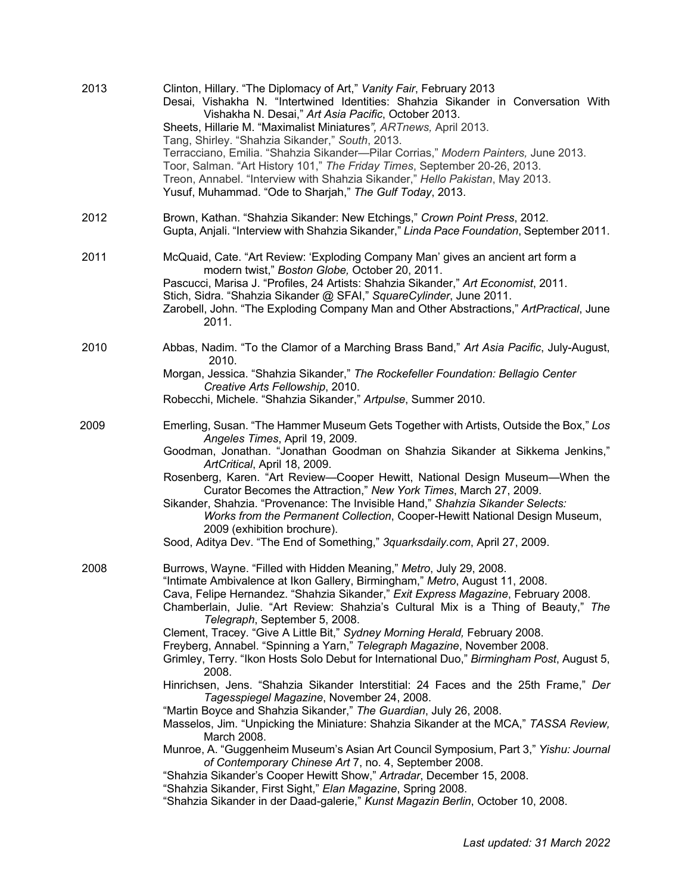**2013**

Clinton, Hillary. "The Diplomacy of Art," *Vanity Fair*, February 2013
Desai, Vishakha N. "Intertwined Identities: Shahzia Sikander in Conversation With Vishakha N. Desai," *Art Asia Pacific*, October 2013.
Sheets, Hillarie M. "Maximalist Miniatures*", ARTnews,* April 2013.
Tang, Shirley. "Shahzia Sikander," *South*, 2013.
Terracciano, Emilia. "Shahzia Sikander—Pilar Corrias," *Modern Painters,* June 2013.
Toor, Salman. "Art History 101," *The Friday Times*, September 20-26, 2013.
Treon, Annabel. "Interview with Shahzia Sikander," *Hello Pakistan*, May 2013.
Yusuf, Muhammad. "Ode to Sharjah," *The Gulf Today*, 2013.

**2012**

Brown, Kathan. "Shahzia Sikander: New Etchings," *Crown Point Press*, 2012.
Gupta, Anjali. "Interview with Shahzia Sikander," *Linda Pace Foundation*, September 2011.

**2011**

McQuaid, Cate. "Art Review: 'Exploding Company Man' gives an ancient art form a modern twist," *Boston Globe,* October 20, 2011.
Pascucci, Marisa J. "Profiles, 24 Artists: Shahzia Sikander," *Art Economist*, 2011.
Stich, Sidra. "Shahzia Sikander @ SFAI," *SquareCylinder*, June 2011.
Zarobell, John. "The Exploding Company Man and Other Abstractions," *ArtPractical*, June 2011.

**2010**

Abbas, Nadim. "To the Clamor of a Marching Brass Band," *Art Asia Pacific*, July-August, 2010.
Morgan, Jessica. "Shahzia Sikander," *The Rockefeller Foundation: Bellagio Center Creative Arts Fellowship*, 2010.
Robecchi, Michele. "Shahzia Sikander," *Artpulse*, Summer 2010.

**2009**

Emerling, Susan. "The Hammer Museum Gets Together with Artists, Outside the Box," *Los Angeles Times*, April 19, 2009.
Goodman, Jonathan. "Jonathan Goodman on Shahzia Sikander at Sikkema Jenkins," *ArtCritical*, April 18, 2009.
Rosenberg, Karen. "Art Review—Cooper Hewitt, National Design Museum—When the Curator Becomes the Attraction," *New York Times*, March 27, 2009.
Sikander, Shahzia. "Provenance: The Invisible Hand," *Shahzia Sikander Selects: Works from the Permanent Collection*, Cooper-Hewitt National Design Museum, 2009 (exhibition brochure).
Sood, Aditya Dev. "The End of Something," *3quarksdaily.com*, April 27, 2009.

**2008**

Burrows, Wayne. "Filled with Hidden Meaning," *Metro*, July 29, 2008.
"Intimate Ambivalence at Ikon Gallery, Birmingham," *Metro*, August 11, 2008.
Cava, Felipe Hernandez. "Shahzia Sikander," *Exit Express Magazine*, February 2008.
Chamberlain, Julie. "Art Review: Shahzia's Cultural Mix is a Thing of Beauty," *The Telegraph*, September 5, 2008.
Clement, Tracey. "Give A Little Bit," *Sydney Morning Herald,* February 2008.
Freyberg, Annabel. "Spinning a Yarn," *Telegraph Magazine*, November 2008.
Grimley, Terry. "Ikon Hosts Solo Debut for International Duo," *Birmingham Post*, August 5, 2008.
Hinrichsen, Jens. "Shahzia Sikander Interstitial: 24 Faces and the 25th Frame," *Der Tagesspiegel Magazine*, November 24, 2008.
"Martin Boyce and Shahzia Sikander," *The Guardian*, July 26, 2008.
Masselos, Jim. "Unpicking the Miniature: Shahzia Sikander at the MCA," *TASSA Review,* March 2008.
Munroe, A. "Guggenheim Museum's Asian Art Council Symposium, Part 3," *Yishu: Journal of Contemporary Chinese Art* 7, no. 4, September 2008.
"Shahzia Sikander's Cooper Hewitt Show," *Artradar*, December 15, 2008.
"Shahzia Sikander, First Sight," *Elan Magazine*, Spring 2008.
"Shahzia Sikander in der Daad-galerie," *Kunst Magazin Berlin*, October 10, 2008.

*Last updated: 31 March 2022*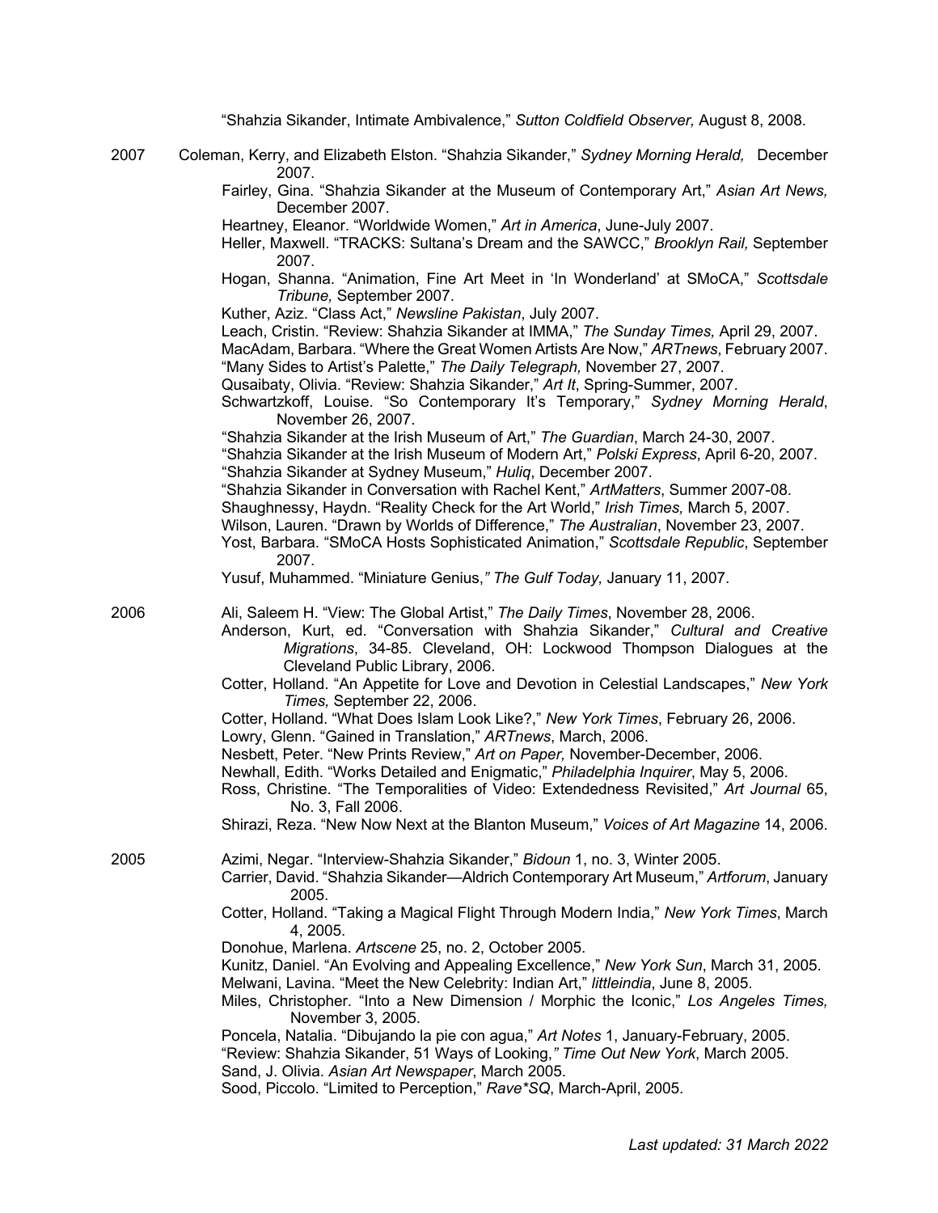"Shahzia Sikander, Intimate Ambivalence," *Sutton Coldfield Observer,* August 8, 2008.

2007

Coleman, Kerry, and Elizabeth Elston. "Shahzia Sikander," *Sydney Morning Herald,* December 2007.

Fairley, Gina. "Shahzia Sikander at the Museum of Contemporary Art," *Asian Art News,* December 2007.

Heartney, Eleanor. "Worldwide Women," *Art in America*, June-July 2007.

Heller, Maxwell. "TRACKS: Sultana's Dream and the SAWCC," *Brooklyn Rail,* September 2007.

Hogan, Shanna. "Animation, Fine Art Meet in 'In Wonderland' at SMoCA," *Scottsdale Tribune,* September 2007.

Kuther, Aziz. "Class Act," *Newsline Pakistan*, July 2007.

Leach, Cristin. "Review: Shahzia Sikander at IMMA," *The Sunday Times,* April 29, 2007.

MacAdam, Barbara. "Where the Great Women Artists Are Now," *ARTnews*, February 2007.

"Many Sides to Artist's Palette," *The Daily Telegraph,* November 27, 2007.

Qusaibaty, Olivia. "Review: Shahzia Sikander," *Art It*, Spring-Summer, 2007.

Schwartzkoff, Louise. "So Contemporary It's Temporary," *Sydney Morning Herald*, November 26, 2007.

"Shahzia Sikander at the Irish Museum of Art," *The Guardian*, March 24-30, 2007.

"Shahzia Sikander at the Irish Museum of Modern Art," *Polski Express*, April 6-20, 2007.

"Shahzia Sikander at Sydney Museum," *Huliq*, December 2007.

"Shahzia Sikander in Conversation with Rachel Kent," *ArtMatters*, Summer 2007-08.

Shaughnessy, Haydn. "Reality Check for the Art World," *Irish Times,* March 5, 2007.

Wilson, Lauren. "Drawn by Worlds of Difference," *The Australian*, November 23, 2007.

Yost, Barbara. "SMoCA Hosts Sophisticated Animation," *Scottsdale Republic*, September 2007.

Yusuf, Muhammed. "Miniature Genius," *The Gulf Today,* January 11, 2007.

2006

Ali, Saleem H. "View: The Global Artist," *The Daily Times*, November 28, 2006.

Anderson, Kurt, ed. "Conversation with Shahzia Sikander," *Cultural and Creative Migrations*, 34-85. Cleveland, OH: Lockwood Thompson Dialogues at the Cleveland Public Library, 2006.

Cotter, Holland. "An Appetite for Love and Devotion in Celestial Landscapes," *New York Times,* September 22, 2006.

Cotter, Holland. "What Does Islam Look Like?," *New York Times*, February 26, 2006.

Lowry, Glenn. "Gained in Translation," *ARTnews*, March, 2006.

Nesbett, Peter. "New Prints Review," *Art on Paper,* November-December, 2006.

Newhall, Edith. "Works Detailed and Enigmatic," *Philadelphia Inquirer*, May 5, 2006.

Ross, Christine. "The Temporalities of Video: Extendedness Revisited," *Art Journal* 65, No. 3, Fall 2006.

Shirazi, Reza. "New Now Next at the Blanton Museum," *Voices of Art Magazine* 14, 2006.

2005

Azimi, Negar. "Interview-Shahzia Sikander," *Bidoun* 1, no. 3, Winter 2005.

Carrier, David. "Shahzia Sikander—Aldrich Contemporary Art Museum," *Artforum*, January 2005.

Cotter, Holland. "Taking a Magical Flight Through Modern India," *New York Times*, March 4, 2005.

Donohue, Marlena. *Artscene* 25, no. 2, October 2005.

Kunitz, Daniel. "An Evolving and Appealing Excellence," *New York Sun*, March 31, 2005.

Melwani, Lavina. "Meet the New Celebrity: Indian Art," *littleindia*, June 8, 2005.

Miles, Christopher. "Into a New Dimension / Morphic the Iconic," *Los Angeles Times,* November 3, 2005.

Poncela, Natalia. "Dibujando la pie con agua," *Art Notes* 1, January-February, 2005.

"Review: Shahzia Sikander, 51 Ways of Looking," *Time Out New York*, March 2005.

Sand, J. Olivia. *Asian Art Newspaper*, March 2005.

Sood, Piccolo. "Limited to Perception," *Rave*SQ*, March-April, 2005.

*Last updated: 31 March 2022*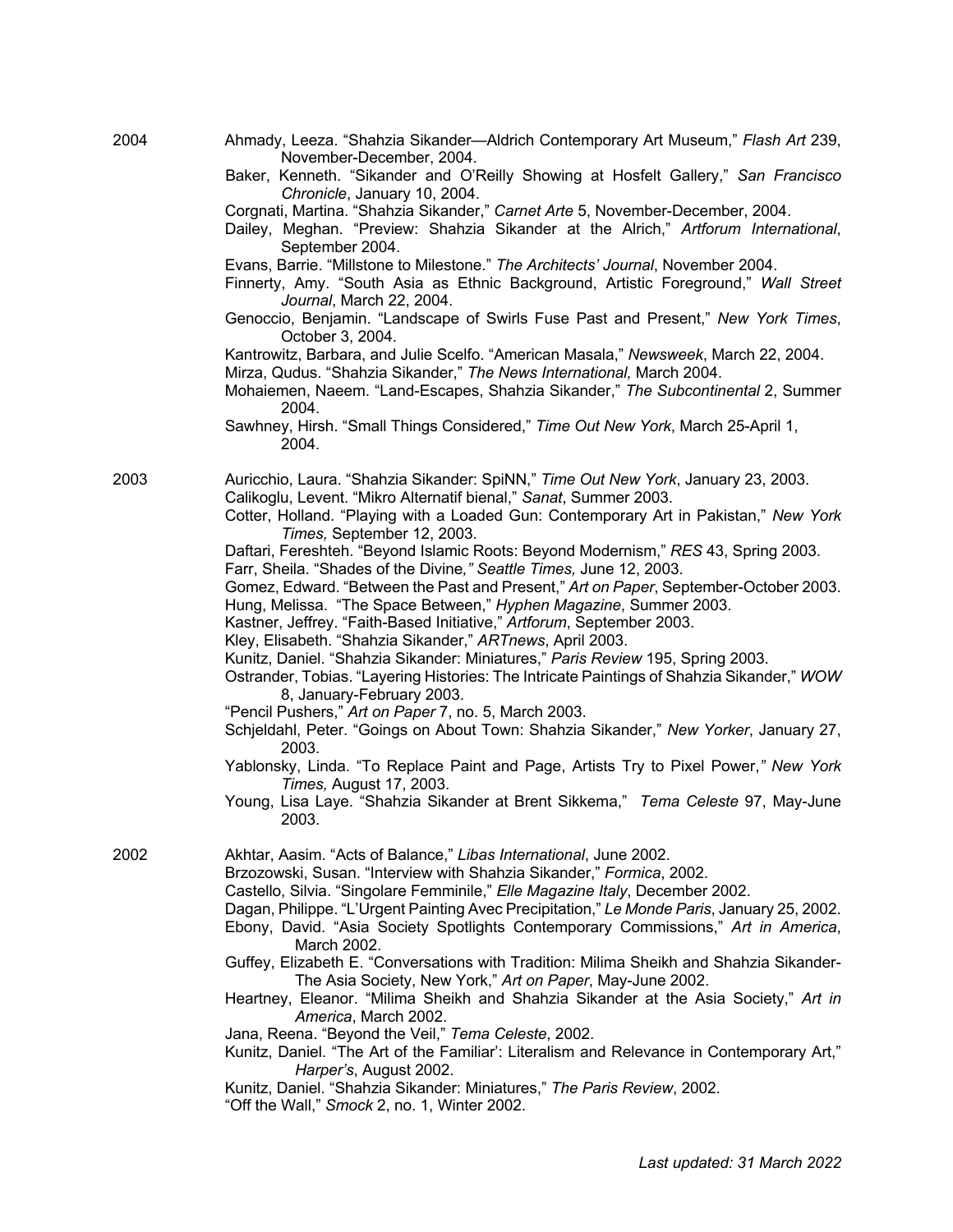2004

Ahmady, Leeza. “Shahzia Sikander—Aldrich Contemporary Art Museum,” *Flash Art* 239, November-December, 2004.

Baker, Kenneth. “Sikander and O’Reilly Showing at Hosfelt Gallery,” *San Francisco Chronicle*, January 10, 2004.

Corgnati, Martina. “Shahzia Sikander,” *Carnet Arte* 5, November-December, 2004.

Dailey, Meghan. “Preview: Shahzia Sikander at the Alrich,” *Artforum International*, September 2004.

Evans, Barrie. “Millstone to Milestone.” *The Architects’ Journal*, November 2004.

Finnerty, Amy. “South Asia as Ethnic Background, Artistic Foreground,” *Wall Street Journal*, March 22, 2004.

Genoccio, Benjamin. “Landscape of Swirls Fuse Past and Present,” *New York Times*, October 3, 2004.

Kantrowitz, Barbara, and Julie Scelfo. “American Masala,” *Newsweek*, March 22, 2004.

Mirza, Qudus. “Shahzia Sikander,” *The News International,* March 2004.

Mohaiemen, Naeem. “Land-Escapes, Shahzia Sikander,” *The Subcontinental* 2, Summer 2004.

Sawhney, Hirsh. “Small Things Considered,” *Time Out New York*, March 25-April 1, 2004.

2003

Auricchio, Laura. “Shahzia Sikander: SpiNN,” *Time Out New York*, January 23, 2003.

Calikoglu, Levent. “Mikro Alternatif bienal,” *Sanat*, Summer 2003.

Cotter, Holland. “Playing with a Loaded Gun: Contemporary Art in Pakistan,” *New York Times,* September 12, 2003.

Daftari, Fereshteh. “Beyond Islamic Roots: Beyond Modernism,” *RES* 43, Spring 2003.

Farr, Sheila. “Shades of the Divine,*” Seattle Times,* June 12, 2003*.*

Gomez, Edward. “Between the Past and Present,” *Art on Paper*, September-October 2003.

Hung, Melissa. “The Space Between,” *Hyphen Magazine*, Summer 2003.

Kastner, Jeffrey. “Faith-Based Initiative,” *Artforum*, September 2003.

Kley, Elisabeth. “Shahzia Sikander,” *ARTnews*, April 2003.

Kunitz, Daniel. “Shahzia Sikander: Miniatures,” *Paris Review* 195, Spring 2003.

Ostrander, Tobias. “Layering Histories: The Intricate Paintings of Shahzia Sikander,” *WOW* 8, January-February 2003.

“Pencil Pushers,” *Art on Paper* 7, no. 5, March 2003.

Schjeldahl, Peter. “Goings on About Town: Shahzia Sikander,” *New Yorker*, January 27, 2003.

Yablonsky, Linda. “To Replace Paint and Page, Artists Try to Pixel Power,*” New York Times,* August 17, 2003.

Young, Lisa Laye. “Shahzia Sikander at Brent Sikkema,” *Tema Celeste* 97, May-June 2003.

2002

Akhtar, Aasim. “Acts of Balance,” *Libas International*, June 2002.

Brzozowski, Susan. “Interview with Shahzia Sikander,” *Formica*, 2002.

Castello, Silvia. “Singolare Femminile,” *Elle Magazine Italy*, December 2002.

Dagan, Philippe. “L’Urgent Painting Avec Precipitation,” *Le Monde Paris*, January 25, 2002.

Ebony, David. “Asia Society Spotlights Contemporary Commissions,” *Art in America*, March 2002.

Guffey, Elizabeth E. “Conversations with Tradition: Milima Sheikh and Shahzia Sikander-The Asia Society, New York,” *Art on Paper*, May-June 2002.

Heartney, Eleanor. “Milima Sheikh and Shahzia Sikander at the Asia Society,” *Art in America*, March 2002.

Jana, Reena. “Beyond the Veil,” *Tema Celeste*, 2002.

Kunitz, Daniel. “The Art of the Familiar’: Literalism and Relevance in Contemporary Art,” *Harper’s*, August 2002.

Kunitz, Daniel. “Shahzia Sikander: Miniatures,” *The Paris Review*, 2002.

“Off the Wall,” *Smock* 2, no. 1, Winter 2002.

*Last updated: 31 March 2022*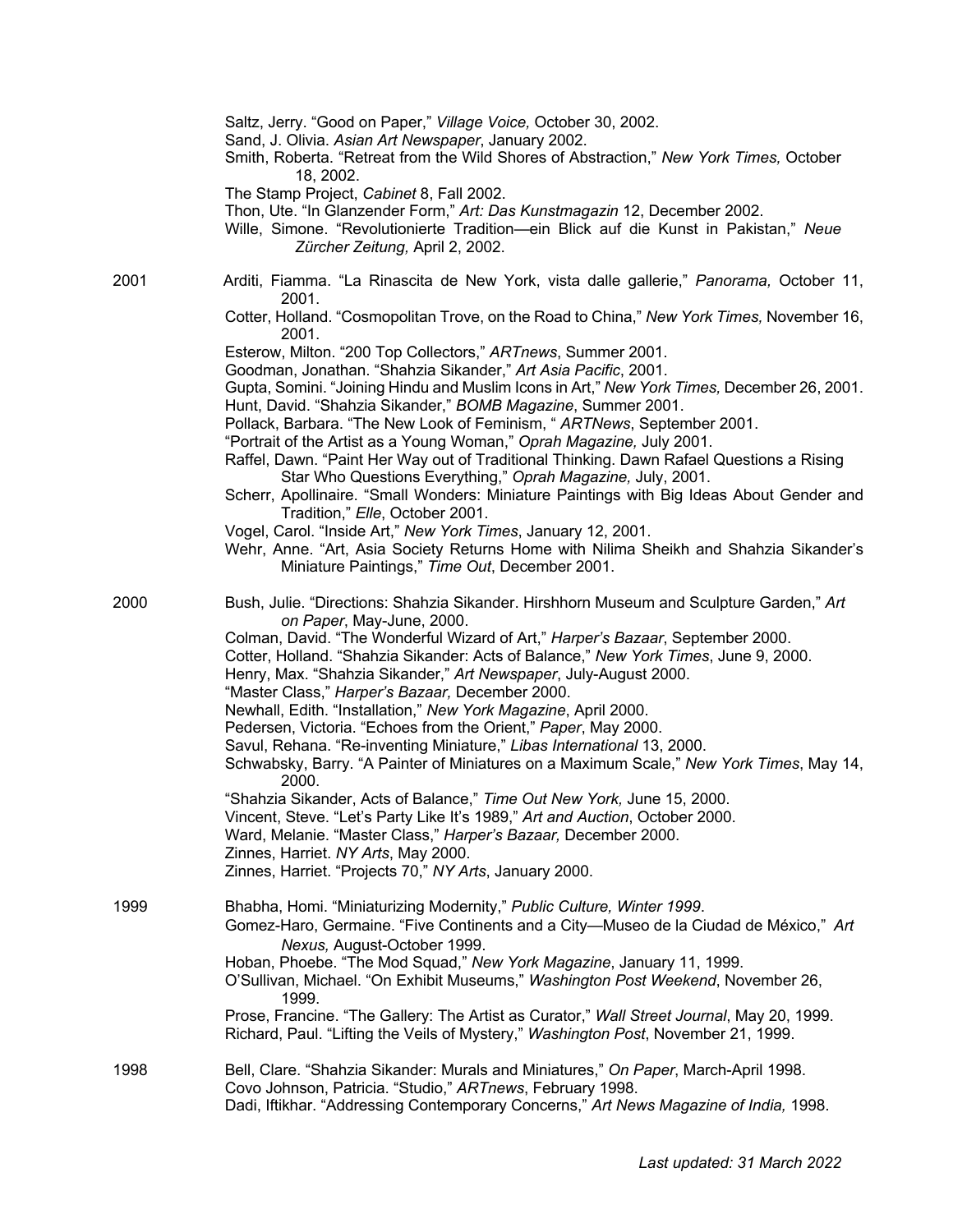Saltz, Jerry. “Good on Paper,” *Village Voice,* October 30, 2002.
Sand, J. Olivia. *Asian Art Newspaper*, January 2002.
Smith, Roberta. “Retreat from the Wild Shores of Abstraction,” *New York Times,* October 18, 2002.
The Stamp Project, *Cabinet* 8, Fall 2002.
Thon, Ute. “In Glanzender Form,” *Art: Das Kunstmagazin* 12, December 2002.
Wille, Simone. “Revolutionierte Tradition—ein Blick auf die Kunst in Pakistan,” *Neue Zürcher Zeitung,* April 2, 2002.

**2001**

Arditi, Fiamma. “La Rinascita de New York, vista dalle gallerie,” *Panorama,* October 11, 2001.
Cotter, Holland. “Cosmopolitan Trove, on the Road to China,” *New York Times,* November 16, 2001.
Esterow, Milton. “200 Top Collectors,” *ARTnews*, Summer 2001.
Goodman, Jonathan. “Shahzia Sikander,” *Art Asia Pacific*, 2001.
Gupta, Somini. “Joining Hindu and Muslim Icons in Art,” *New York Times,* December 26, 2001.
Hunt, David. “Shahzia Sikander,” *BOMB Magazine*, Summer 2001.
Pollack, Barbara. “The New Look of Feminism, “ *ARTNews*, September 2001.
“Portrait of the Artist as a Young Woman,” *Oprah Magazine,* July 2001.
Raffel, Dawn. “Paint Her Way out of Traditional Thinking. Dawn Rafael Questions a Rising Star Who Questions Everything,” *Oprah Magazine,* July, 2001.
Scherr, Apollinaire. “Small Wonders: Miniature Paintings with Big Ideas About Gender and Tradition,” *Elle*, October 2001.
Vogel, Carol. “Inside Art,” *New York Times*, January 12, 2001.
Wehr, Anne. “Art, Asia Society Returns Home with Nilima Sheikh and Shahzia Sikander’s Miniature Paintings,” *Time Out*, December 2001.

**2000**

Bush, Julie. “Directions: Shahzia Sikander. Hirshhorn Museum and Sculpture Garden,” *Art on Paper*, May-June, 2000.
Colman, David. “The Wonderful Wizard of Art,” *Harper’s Bazaar*, September 2000.
Cotter, Holland. “Shahzia Sikander: Acts of Balance,” *New York Times*, June 9, 2000.
Henry, Max. “Shahzia Sikander,” *Art Newspaper*, July-August 2000.
“Master Class,” *Harper’s Bazaar,* December 2000.
Newhall, Edith. “Installation,” *New York Magazine*, April 2000.
Pedersen, Victoria. “Echoes from the Orient,” *Paper*, May 2000.
Savul, Rehana. “Re-inventing Miniature,” *Libas International* 13, 2000.
Schwabsky, Barry. “A Painter of Miniatures on a Maximum Scale,” *New York Times*, May 14, 2000.
“Shahzia Sikander, Acts of Balance,” *Time Out New York,* June 15, 2000.
Vincent, Steve. “Let’s Party Like It’s 1989,” *Art and Auction*, October 2000.
Ward, Melanie. “Master Class,” *Harper’s Bazaar,* December 2000.
Zinnes, Harriet. *NY Arts*, May 2000.
Zinnes, Harriet. “Projects 70,” *NY Arts*, January 2000.

**1999**

Bhabha, Homi. “Miniaturizing Modernity,” *Public Culture, Winter 1999*.
Gomez-Haro, Germaine. “Five Continents and a City—Museo de la Ciudad de México,” *Art Nexus,* August-October 1999.
Hoban, Phoebe. “The Mod Squad,” *New York Magazine*, January 11, 1999.
O’Sullivan, Michael. “On Exhibit Museums,” *Washington Post Weekend*, November 26, 1999.
Prose, Francine. “The Gallery: The Artist as Curator,” *Wall Street Journal*, May 20, 1999.
Richard, Paul. “Lifting the Veils of Mystery,” *Washington Post*, November 21, 1999.

**1998**

Bell, Clare. “Shahzia Sikander: Murals and Miniatures,” *On Paper*, March-April 1998.
Covo Johnson, Patricia. “Studio,” *ARTnews*, February 1998.
Dadi, Iftikhar. “Addressing Contemporary Concerns,” *Art News Magazine of India,* 1998.

*Last updated: 31 March 2022*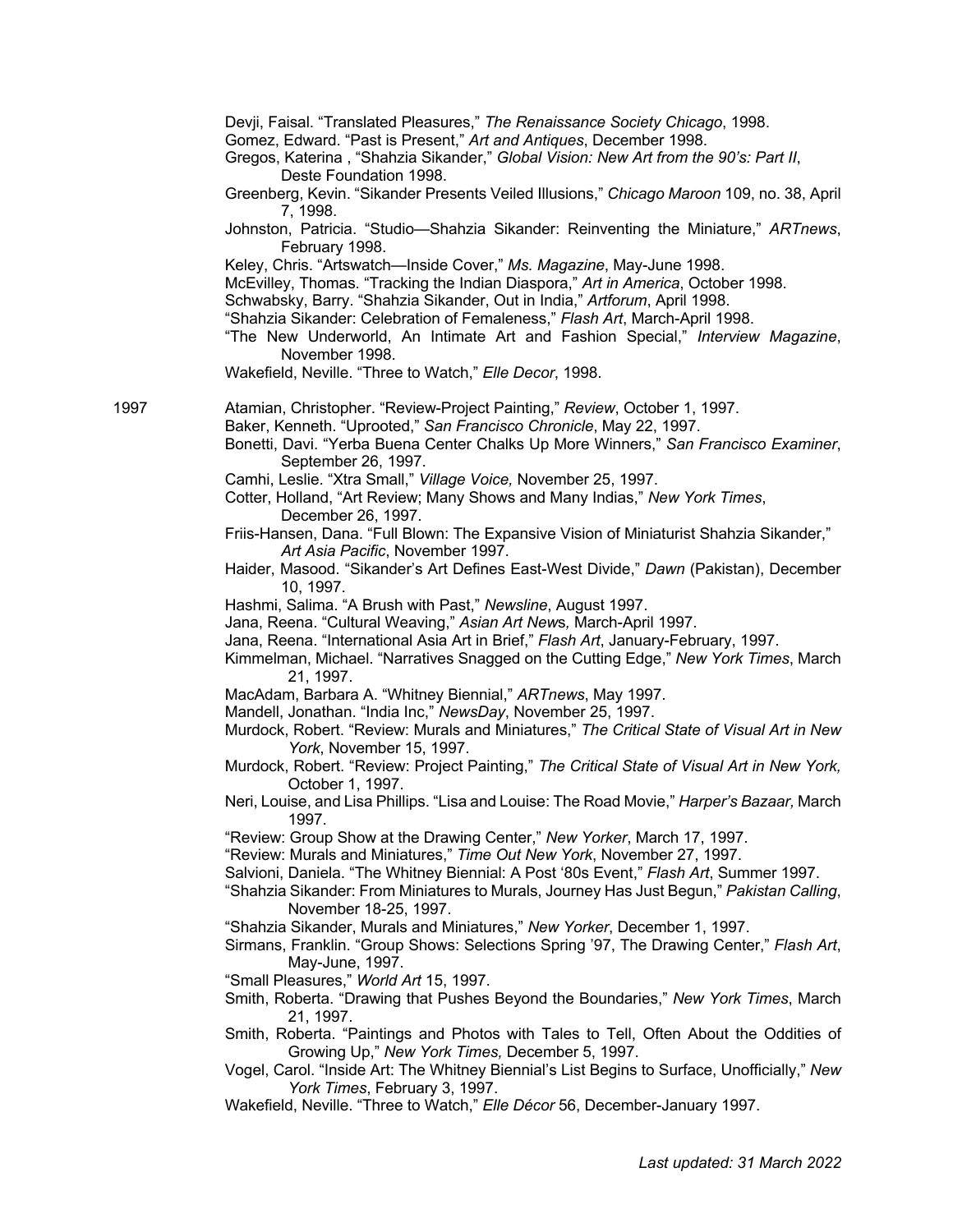Devji, Faisal. “Translated Pleasures,” *The Renaissance Society Chicago*, 1998.

Gomez, Edward. “Past is Present,” *Art and Antiques*, December 1998.

Gregos, Katerina , “Shahzia Sikander,” *Global Vision: New Art from the 90’s: Part II*, Deste Foundation 1998.

Greenberg, Kevin. “Sikander Presents Veiled Illusions,” *Chicago Maroon* 109, no. 38, April 7, 1998.

Johnston, Patricia. “Studio—Shahzia Sikander: Reinventing the Miniature,” *ARTnews*, February 1998.

Keley, Chris. “Artswatch—Inside Cover,” *Ms. Magazine*, May-June 1998.

McEvilley, Thomas. “Tracking the Indian Diaspora,” *Art in America*, October 1998.

Schwabsky, Barry. “Shahzia Sikander, Out in India,” *Artforum*, April 1998.

“Shahzia Sikander: Celebration of Femaleness,” *Flash Art*, March-April 1998.

“The New Underworld, An Intimate Art and Fashion Special,” *Interview Magazine*, November 1998.

Wakefield, Neville. “Three to Watch,” *Elle Decor*, 1998.

1997

Atamian, Christopher. “Review-Project Painting,” *Review*, October 1, 1997.

Baker, Kenneth. “Uprooted,” *San Francisco Chronicle*, May 22, 1997.

Bonetti, Davi. “Yerba Buena Center Chalks Up More Winners,” *San Francisco Examiner*, September 26, 1997.

Camhi, Leslie. “Xtra Small,” *Village Voice,* November 25, 1997.

Cotter, Holland, “Art Review; Many Shows and Many Indias,” *New York Times*, December 26, 1997.

Friis-Hansen, Dana. “Full Blown: The Expansive Vision of Miniaturist Shahzia Sikander,” *Art Asia Pacific*, November 1997.

Haider, Masood. “Sikander’s Art Defines East-West Divide,” *Dawn* (Pakistan), December 10, 1997.

Hashmi, Salima. “A Brush with Past,” *Newsline*, August 1997.

Jana, Reena. “Cultural Weaving,” *Asian Art News,* March-April 1997.

Jana, Reena. “International Asia Art in Brief,” *Flash Art*, January-February, 1997.

Kimmelman, Michael. “Narratives Snagged on the Cutting Edge,” *New York Times*, March 21, 1997.

MacAdam, Barbara A. “Whitney Biennial,” *ARTnews*, May 1997.

Mandell, Jonathan. “India Inc,” *NewsDay*, November 25, 1997.

Murdock, Robert. “Review: Murals and Miniatures,” *The Critical State of Visual Art in New York*, November 15, 1997.

Murdock, Robert. “Review: Project Painting,” *The Critical State of Visual Art in New York,* October 1, 1997.

Neri, Louise, and Lisa Phillips. “Lisa and Louise: The Road Movie,” *Harper’s Bazaar,* March 1997.

“Review: Group Show at the Drawing Center,” *New Yorker*, March 17, 1997.

“Review: Murals and Miniatures,” *Time Out New York*, November 27, 1997.

Salvioni, Daniela. “The Whitney Biennial: A Post ‘80s Event,” *Flash Art*, Summer 1997.

“Shahzia Sikander: From Miniatures to Murals, Journey Has Just Begun,” *Pakistan Calling*, November 18-25, 1997.

“Shahzia Sikander, Murals and Miniatures,” *New Yorker*, December 1, 1997.

Sirmans, Franklin. “Group Shows: Selections Spring ’97, The Drawing Center,” *Flash Art*, May-June, 1997.

“Small Pleasures,” *World Art* 15, 1997.

Smith, Roberta. “Drawing that Pushes Beyond the Boundaries,” *New York Times*, March 21, 1997.

Smith, Roberta. “Paintings and Photos with Tales to Tell, Often About the Oddities of Growing Up,” *New York Times,* December 5, 1997.

Vogel, Carol. “Inside Art: The Whitney Biennial’s List Begins to Surface, Unofficially,” *New York Times*, February 3, 1997.

Wakefield, Neville. “Three to Watch,” *Elle Décor* 56, December-January 1997.

*Last updated: 31 March 2022*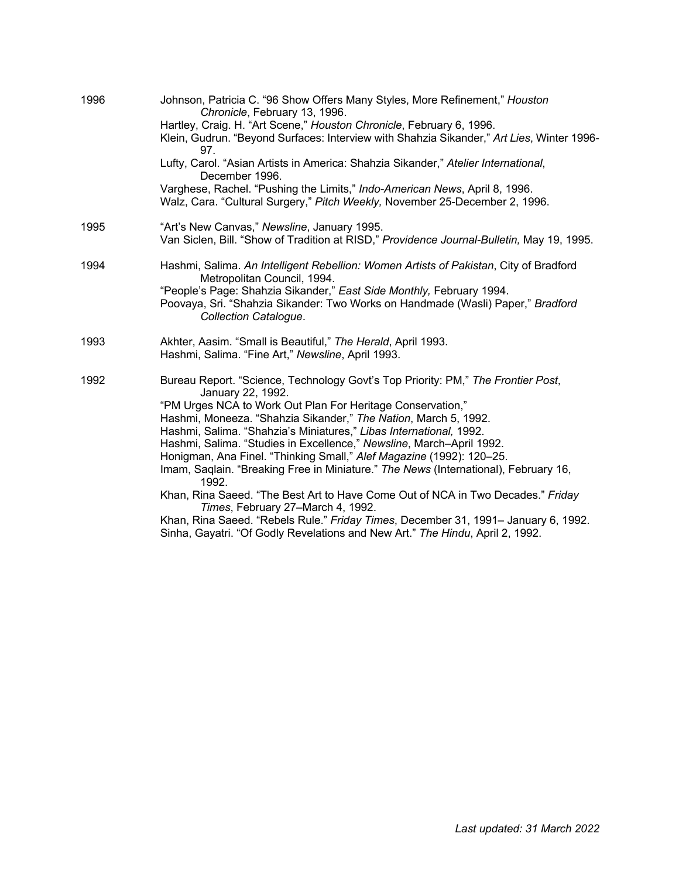1996

Johnson, Patricia C. "96 Show Offers Many Styles, More Refinement," *Houston Chronicle*, February 13, 1996.
Hartley, Craig. H. "Art Scene," *Houston Chronicle*, February 6, 1996.
Klein, Gudrun. "Beyond Surfaces: Interview with Shahzia Sikander," *Art Lies*, Winter 1996-97.
Lufty, Carol. "Asian Artists in America: Shahzia Sikander," *Atelier International*, December 1996.
Varghese, Rachel. "Pushing the Limits," *Indo-American News*, April 8, 1996.
Walz, Cara. "Cultural Surgery," *Pitch Weekly,* November 25-December 2, 1996.

1995

"Art's New Canvas," *Newsline*, January 1995.
Van Siclen, Bill. "Show of Tradition at RISD," *Providence Journal-Bulletin,* May 19, 1995.

1994

Hashmi, Salima. *An Intelligent Rebellion: Women Artists of Pakistan*, City of Bradford Metropolitan Council, 1994.
"People's Page: Shahzia Sikander," *East Side Monthly,* February 1994.
Poovaya, Sri. "Shahzia Sikander: Two Works on Handmade (Wasli) Paper," *Bradford Collection Catalogue*.

1993

Akhter, Aasim. "Small is Beautiful," *The Herald*, April 1993.
Hashmi, Salima. "Fine Art," *Newsline*, April 1993.

1992

Bureau Report. "Science, Technology Govt's Top Priority: PM," *The Frontier Post*, January 22, 1992.
"PM Urges NCA to Work Out Plan For Heritage Conservation,"
Hashmi, Moneeza. "Shahzia Sikander," *The Nation*, March 5, 1992.
Hashmi, Salima. "Shahzia's Miniatures," *Libas International,* 1992.
Hashmi, Salima. "Studies in Excellence," *Newsline*, March–April 1992.
Honigman, Ana Finel. "Thinking Small," *Alef Magazine* (1992): 120–25.
Imam, Saqlain. "Breaking Free in Miniature." *The News* (International), February 16, 1992.
Khan, Rina Saeed. "The Best Art to Have Come Out of NCA in Two Decades." *Friday Times*, February 27–March 4, 1992.
Khan, Rina Saeed. "Rebels Rule." *Friday Times*, December 31, 1991– January 6, 1992.
Sinha, Gayatri. "Of Godly Revelations and New Art." *The Hindu*, April 2, 1992.

*Last updated: 31 March 2022*